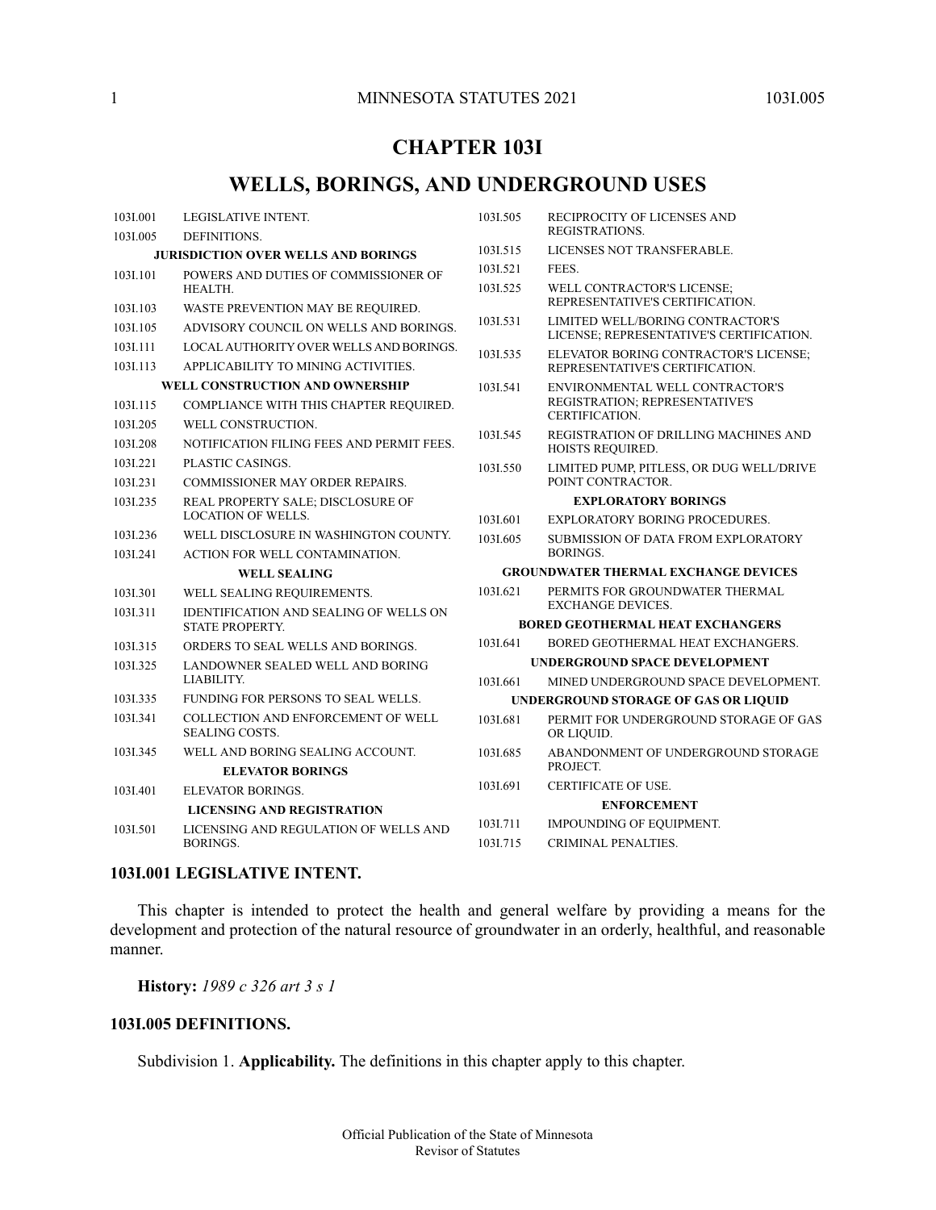# CHAPTER 103I

# WELLS, BORINGS, AND UNDERGROUND USES

| | |
|---|---|
| 103I.001 | LEGISLATIVE INTENT. |
| 103I.005 | DEFINITIONS. |
| | **JURISDICTION OVER WELLS AND BORINGS** |
| 103I.101 | POWERS AND DUTIES OF COMMISSIONER OF HEALTH. |
| 103I.103 | WASTE PREVENTION MAY BE REQUIRED. |
| 103I.105 | ADVISORY COUNCIL ON WELLS AND BORINGS. |
| 103I.111 | LOCAL AUTHORITY OVER WELLS AND BORINGS. |
| 103I.113 | APPLICABILITY TO MINING ACTIVITIES. |
| | **WELL CONSTRUCTION AND OWNERSHIP** |
| 103I.115 | COMPLIANCE WITH THIS CHAPTER REQUIRED. |
| 103I.205 | WELL CONSTRUCTION. |
| 103I.208 | NOTIFICATION FILING FEES AND PERMIT FEES. |
| 103I.221 | PLASTIC CASINGS. |
| 103I.231 | COMMISSIONER MAY ORDER REPAIRS. |
| 103I.235 | REAL PROPERTY SALE; DISCLOSURE OF LOCATION OF WELLS. |
| 103I.236 | WELL DISCLOSURE IN WASHINGTON COUNTY. |
| 103I.241 | ACTION FOR WELL CONTAMINATION. |
| | **WELL SEALING** |
| 103I.301 | WELL SEALING REQUIREMENTS. |
| 103I.311 | IDENTIFICATION AND SEALING OF WELLS ON STATE PROPERTY. |
| 103I.315 | ORDERS TO SEAL WELLS AND BORINGS. |
| 103I.325 | LANDOWNER SEALED WELL AND BORING LIABILITY. |
| 103I.335 | FUNDING FOR PERSONS TO SEAL WELLS. |
| 103I.341 | COLLECTION AND ENFORCEMENT OF WELL SEALING COSTS. |
| 103I.345 | WELL AND BORING SEALING ACCOUNT. |
| | **ELEVATOR BORINGS** |
| 103I.401 | ELEVATOR BORINGS. |
| | **LICENSING AND REGISTRATION** |
| 103I.501 | LICENSING AND REGULATION OF WELLS AND BORINGS. |
| 103I.505 | RECIPROCITY OF LICENSES AND REGISTRATIONS. |
| 103I.515 | LICENSES NOT TRANSFERABLE. |
| 103I.521 | FEES. |
| 103I.525 | WELL CONTRACTOR'S LICENSE; REPRESENTATIVE'S CERTIFICATION. |
| 103I.531 | LIMITED WELL/BORING CONTRACTOR'S LICENSE; REPRESENTATIVE'S CERTIFICATION. |
| 103I.535 | ELEVATOR BORING CONTRACTOR'S LICENSE; REPRESENTATIVE'S CERTIFICATION. |
| 103I.541 | ENVIRONMENTAL WELL CONTRACTOR'S REGISTRATION; REPRESENTATIVE'S CERTIFICATION. |
| 103I.545 | REGISTRATION OF DRILLING MACHINES AND HOISTS REQUIRED. |
| 103I.550 | LIMITED PUMP, PITLESS, OR DUG WELL/DRIVE POINT CONTRACTOR. |
| | **EXPLORATORY BORINGS** |
| 103I.601 | EXPLORATORY BORING PROCEDURES. |
| 103I.605 | SUBMISSION OF DATA FROM EXPLORATORY BORINGS. |
| | **GROUNDWATER THERMAL EXCHANGE DEVICES** |
| 103I.621 | PERMITS FOR GROUNDWATER THERMAL EXCHANGE DEVICES. |
| | **BORED GEOTHERMAL HEAT EXCHANGERS** |
| 103I.641 | BORED GEOTHERMAL HEAT EXCHANGERS. |
| | **UNDERGROUND SPACE DEVELOPMENT** |
| 103I.661 | MINED UNDERGROUND SPACE DEVELOPMENT. |
| | **UNDERGROUND STORAGE OF GAS OR LIQUID** |
| 103I.681 | PERMIT FOR UNDERGROUND STORAGE OF GAS OR LIQUID. |
| 103I.685 | ABANDONMENT OF UNDERGROUND STORAGE PROJECT. |
| 103I.691 | CERTIFICATE OF USE. |
| | **ENFORCEMENT** |
| 103I.711 | IMPOUNDING OF EQUIPMENT. |
| 103I.715 | CRIMINAL PENALTIES. |

### 103I.001 LEGISLATIVE INTENT.

This chapter is intended to protect the health and general welfare by providing a means for the development and protection of the natural resource of groundwater in an orderly, healthful, and reasonable manner.

**History:** *1989 c 326 art 3 s 1*

### 103I.005 DEFINITIONS.

Subdivision 1. **Applicability.** The definitions in this chapter apply to this chapter.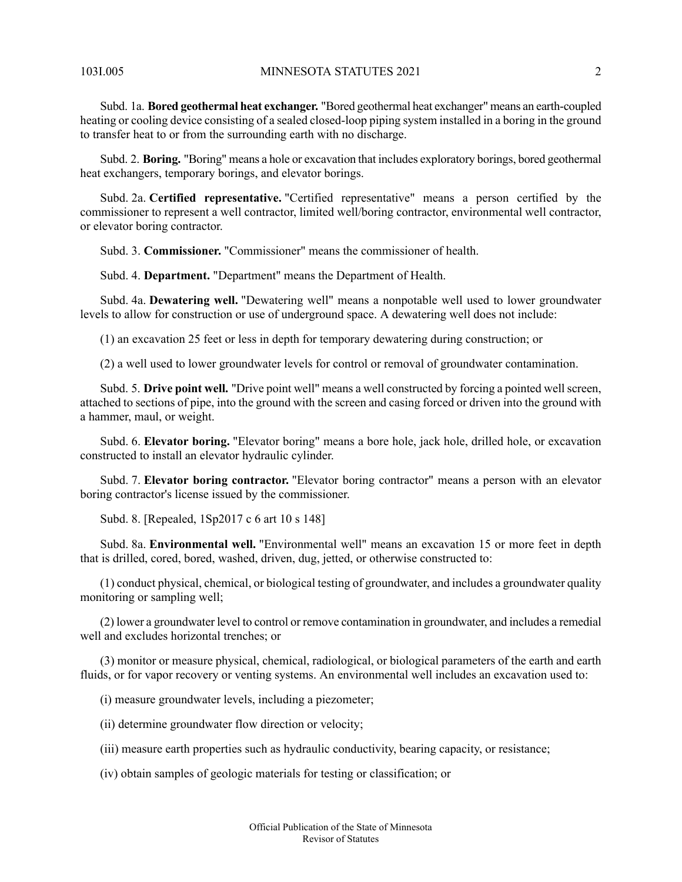Subd. 1a. **Bored geothermal heat exchanger.** "Bored geothermal heat exchanger" means an earth-coupled heating or cooling device consisting of a sealed closed-loop piping system installed in a boring in the ground to transfer heat to or from the surrounding earth with no discharge.

Subd. 2. **Boring.** "Boring" means a hole or excavation that includes exploratory borings, bored geothermal heat exchangers, temporary borings, and elevator borings.

Subd. 2a. **Certified representative.** "Certified representative" means a person certified by the commissioner to represent a well contractor, limited well/boring contractor, environmental well contractor, or elevator boring contractor.

Subd. 3. **Commissioner.** "Commissioner" means the commissioner of health.

Subd. 4. **Department.** "Department" means the Department of Health.

Subd. 4a. **Dewatering well.** "Dewatering well" means a nonpotable well used to lower groundwater levels to allow for construction or use of underground space. A dewatering well does not include:

(1) an excavation 25 feet or less in depth for temporary dewatering during construction; or

(2) a well used to lower groundwater levels for control or removal of groundwater contamination.

Subd. 5. **Drive point well.** "Drive point well" means a well constructed by forcing a pointed well screen, attached to sections of pipe, into the ground with the screen and casing forced or driven into the ground with a hammer, maul, or weight.

Subd. 6. **Elevator boring.** "Elevator boring" means a bore hole, jack hole, drilled hole, or excavation constructed to install an elevator hydraulic cylinder.

Subd. 7. **Elevator boring contractor.** "Elevator boring contractor" means a person with an elevator boring contractor's license issued by the commissioner.

Subd. 8. [Repealed, 1Sp2017 c 6 art 10 s 148]

Subd. 8a. **Environmental well.** "Environmental well" means an excavation 15 or more feet in depth that is drilled, cored, bored, washed, driven, dug, jetted, or otherwise constructed to:

(1) conduct physical, chemical, or biological testing of groundwater, and includes a groundwater quality monitoring or sampling well;

(2) lower a groundwater level to control or remove contamination in groundwater, and includes a remedial well and excludes horizontal trenches; or

(3) monitor or measure physical, chemical, radiological, or biological parameters of the earth and earth fluids, or for vapor recovery or venting systems. An environmental well includes an excavation used to:

(i) measure groundwater levels, including a piezometer;

(ii) determine groundwater flow direction or velocity;

(iii) measure earth properties such as hydraulic conductivity, bearing capacity, or resistance;

(iv) obtain samples of geologic materials for testing or classification; or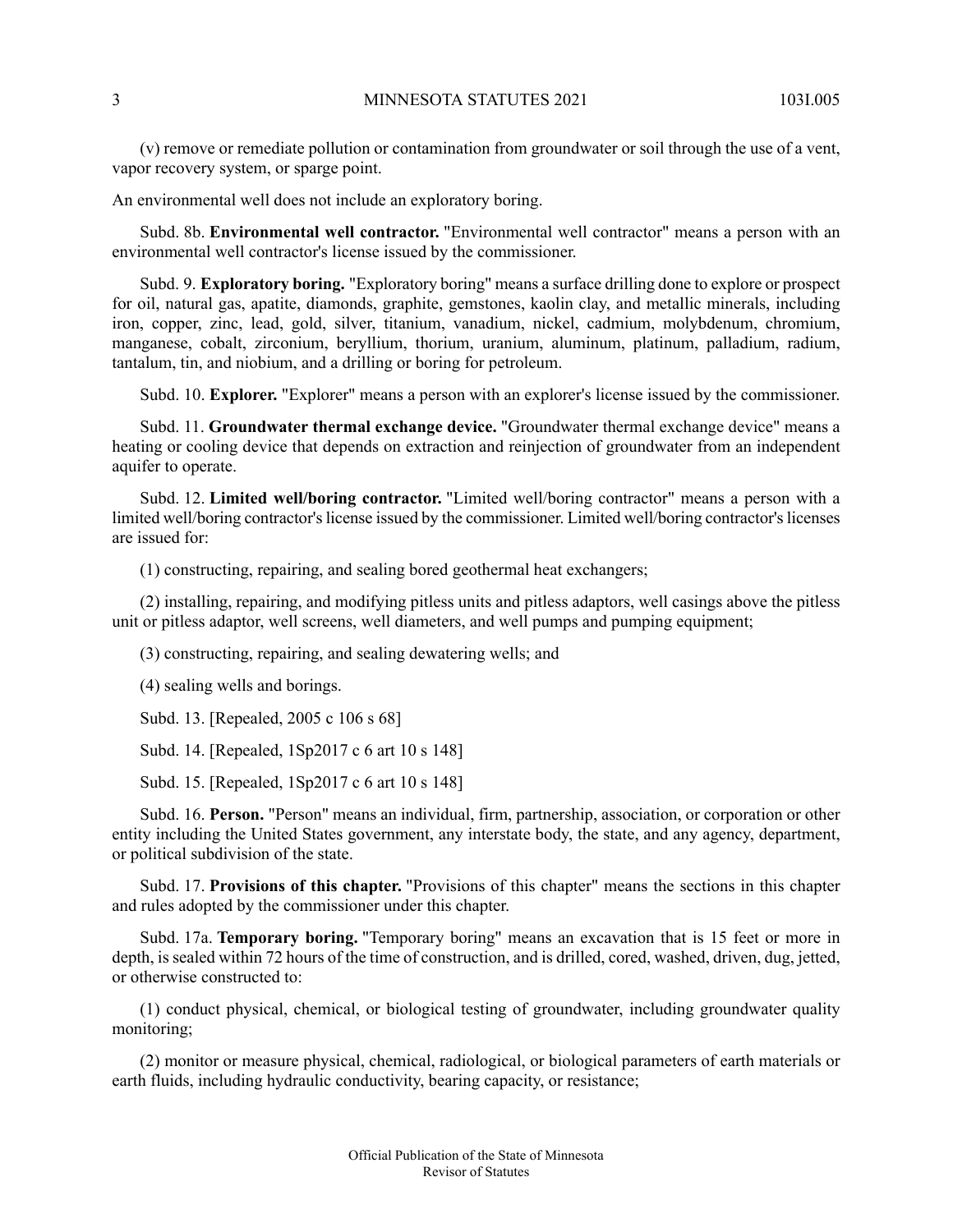(v) remove or remediate pollution or contamination from groundwater or soil through the use of a vent, vapor recovery system, or sparge point.

An environmental well does not include an exploratory boring.

Subd. 8b. **Environmental well contractor.** "Environmental well contractor" means a person with an environmental well contractor's license issued by the commissioner.

Subd. 9. **Exploratory boring.** "Exploratory boring" means a surface drilling done to explore or prospect for oil, natural gas, apatite, diamonds, graphite, gemstones, kaolin clay, and metallic minerals, including iron, copper, zinc, lead, gold, silver, titanium, vanadium, nickel, cadmium, molybdenum, chromium, manganese, cobalt, zirconium, beryllium, thorium, uranium, aluminum, platinum, palladium, radium, tantalum, tin, and niobium, and a drilling or boring for petroleum.

Subd. 10. **Explorer.** "Explorer" means a person with an explorer's license issued by the commissioner.

Subd. 11. **Groundwater thermal exchange device.** "Groundwater thermal exchange device" means a heating or cooling device that depends on extraction and reinjection of groundwater from an independent aquifer to operate.

Subd. 12. **Limited well/boring contractor.** "Limited well/boring contractor" means a person with a limited well/boring contractor's license issued by the commissioner. Limited well/boring contractor's licenses are issued for:

(1) constructing, repairing, and sealing bored geothermal heat exchangers;

(2) installing, repairing, and modifying pitless units and pitless adaptors, well casings above the pitless unit or pitless adaptor, well screens, well diameters, and well pumps and pumping equipment;

(3) constructing, repairing, and sealing dewatering wells; and

(4) sealing wells and borings.

Subd. 13. [Repealed, 2005 c 106 s 68]

Subd. 14. [Repealed, 1Sp2017 c 6 art 10 s 148]

Subd. 15. [Repealed, 1Sp2017 c 6 art 10 s 148]

Subd. 16. **Person.** "Person" means an individual, firm, partnership, association, or corporation or other entity including the United States government, any interstate body, the state, and any agency, department, or political subdivision of the state.

Subd. 17. **Provisions of this chapter.** "Provisions of this chapter" means the sections in this chapter and rules adopted by the commissioner under this chapter.

Subd. 17a. **Temporary boring.** "Temporary boring" means an excavation that is 15 feet or more in depth, is sealed within 72 hours of the time of construction, and is drilled, cored, washed, driven, dug, jetted, or otherwise constructed to:

(1) conduct physical, chemical, or biological testing of groundwater, including groundwater quality monitoring;

(2) monitor or measure physical, chemical, radiological, or biological parameters of earth materials or earth fluids, including hydraulic conductivity, bearing capacity, or resistance;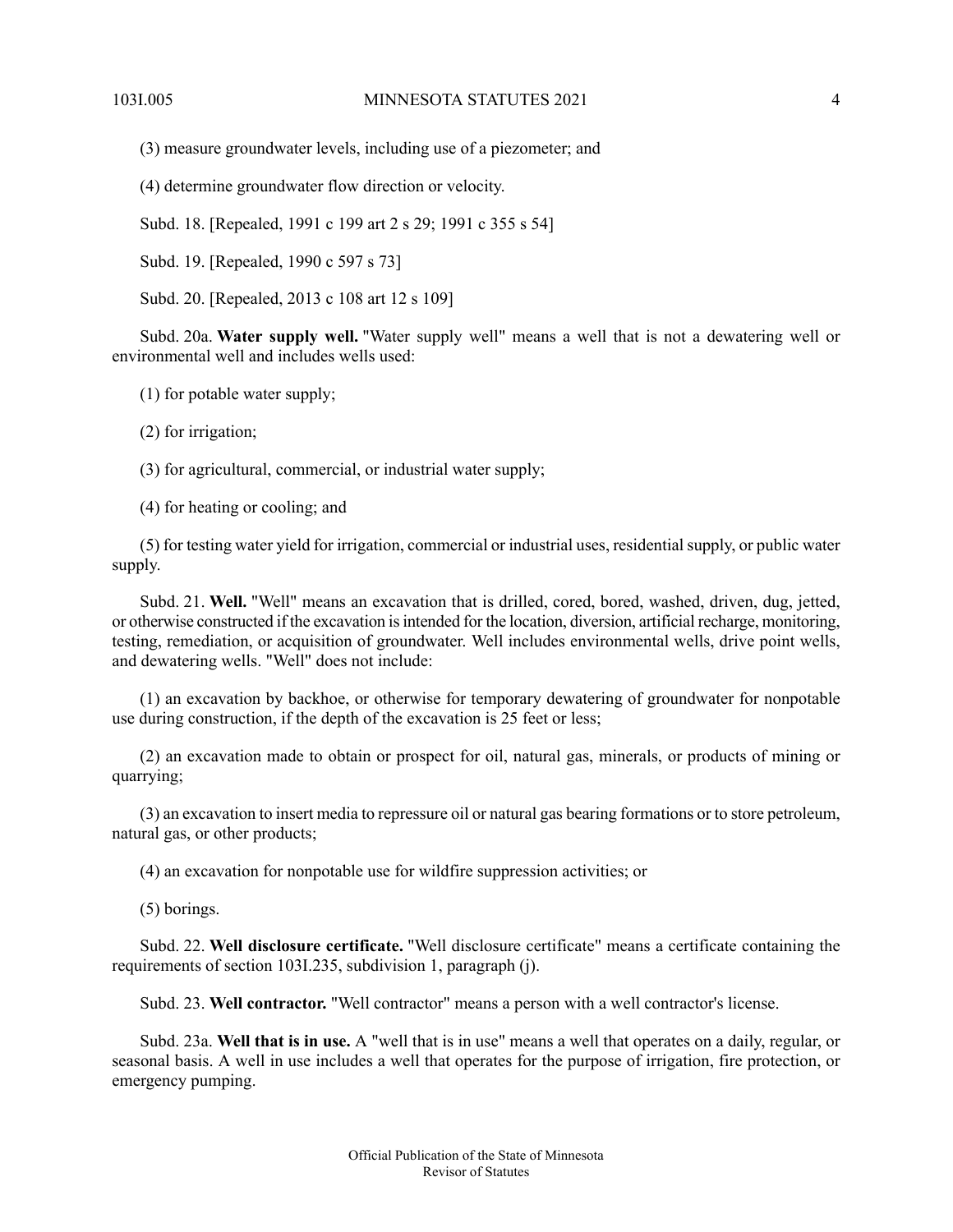(3) measure groundwater levels, including use of a piezometer; and

(4) determine groundwater flow direction or velocity.

Subd. 18. [Repealed, 1991 c 199 art 2 s 29; 1991 c 355 s 54]

Subd. 19. [Repealed, 1990 c 597 s 73]

Subd. 20. [Repealed, 2013 c 108 art 12 s 109]

Subd. 20a. **Water supply well.** "Water supply well" means a well that is not a dewatering well or environmental well and includes wells used:

(1) for potable water supply;

(2) for irrigation;

(3) for agricultural, commercial, or industrial water supply;

(4) for heating or cooling; and

(5) for testing water yield for irrigation, commercial or industrial uses, residential supply, or public water supply.

Subd. 21. **Well.** "Well" means an excavation that is drilled, cored, bored, washed, driven, dug, jetted, or otherwise constructed if the excavation is intended for the location, diversion, artificial recharge, monitoring, testing, remediation, or acquisition of groundwater. Well includes environmental wells, drive point wells, and dewatering wells. "Well" does not include:

(1) an excavation by backhoe, or otherwise for temporary dewatering of groundwater for nonpotable use during construction, if the depth of the excavation is 25 feet or less;

(2) an excavation made to obtain or prospect for oil, natural gas, minerals, or products of mining or quarrying;

(3) an excavation to insert media to repressure oil or natural gas bearing formations or to store petroleum, natural gas, or other products;

(4) an excavation for nonpotable use for wildfire suppression activities; or

(5) borings.

Subd. 22. **Well disclosure certificate.** "Well disclosure certificate" means a certificate containing the requirements of section 103I.235, subdivision 1, paragraph (j).

Subd. 23. **Well contractor.** "Well contractor" means a person with a well contractor's license.

Subd. 23a. **Well that is in use.** A "well that is in use" means a well that operates on a daily, regular, or seasonal basis. A well in use includes a well that operates for the purpose of irrigation, fire protection, or emergency pumping.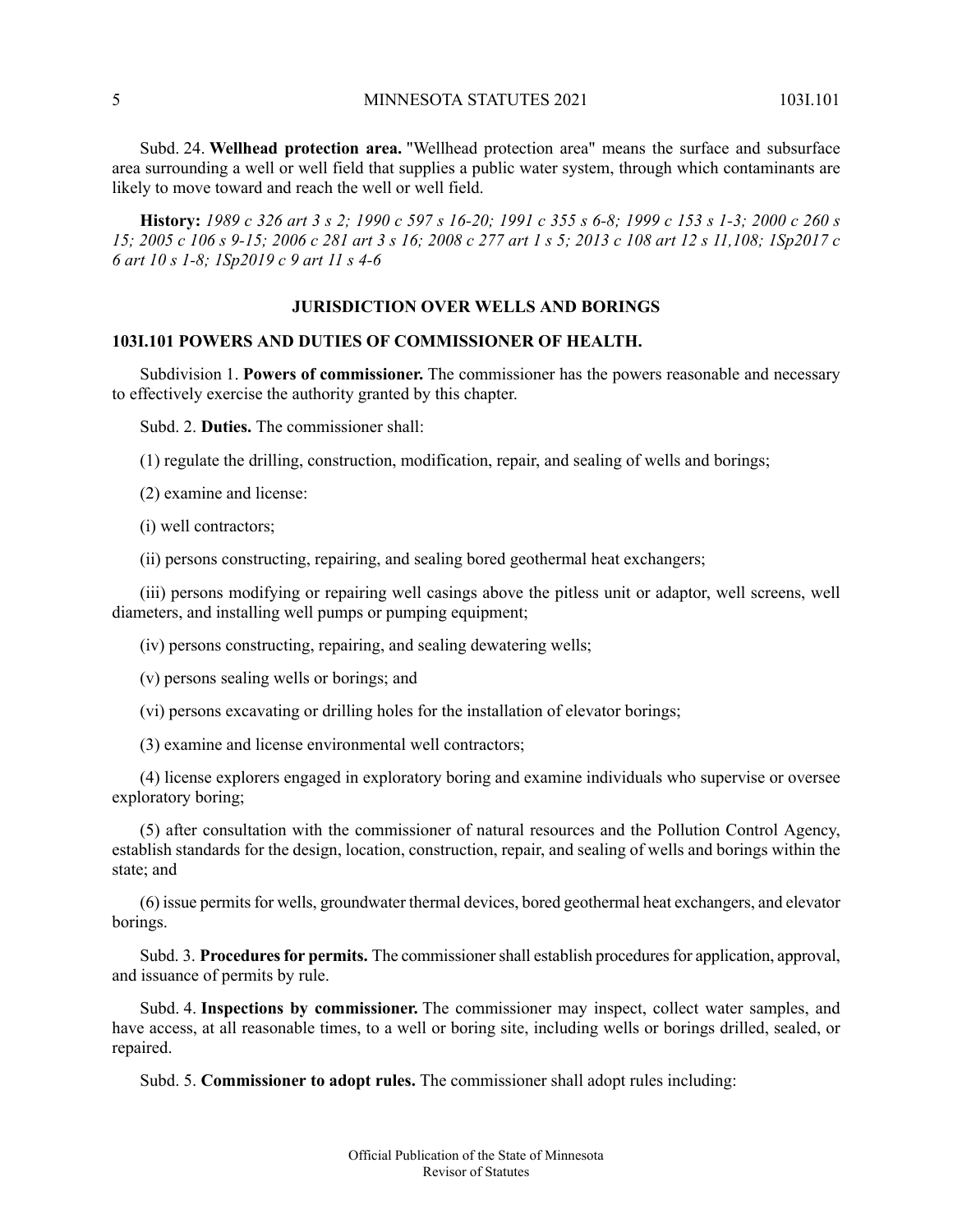Subd. 24. **Wellhead protection area.** "Wellhead protection area" means the surface and subsurface area surrounding a well or well field that supplies a public water system, through which contaminants are likely to move toward and reach the well or well field.

**History:** *1989 c 326 art 3 s 2; 1990 c 597 s 16-20; 1991 c 355 s 6-8; 1999 c 153 s 1-3; 2000 c 260 s 15; 2005 c 106 s 9-15; 2006 c 281 art 3 s 16; 2008 c 277 art 1 s 5; 2013 c 108 art 12 s 11,108; 1Sp2017 c 6 art 10 s 1-8; 1Sp2019 c 9 art 11 s 4-6*

## JURISDICTION OVER WELLS AND BORINGS

### 103I.101 POWERS AND DUTIES OF COMMISSIONER OF HEALTH.

Subdivision 1. **Powers of commissioner.** The commissioner has the powers reasonable and necessary to effectively exercise the authority granted by this chapter.

Subd. 2. **Duties.** The commissioner shall:

(1) regulate the drilling, construction, modification, repair, and sealing of wells and borings;

(2) examine and license:

(i) well contractors;

(ii) persons constructing, repairing, and sealing bored geothermal heat exchangers;

(iii) persons modifying or repairing well casings above the pitless unit or adaptor, well screens, well diameters, and installing well pumps or pumping equipment;

(iv) persons constructing, repairing, and sealing dewatering wells;

(v) persons sealing wells or borings; and

(vi) persons excavating or drilling holes for the installation of elevator borings;

(3) examine and license environmental well contractors;

(4) license explorers engaged in exploratory boring and examine individuals who supervise or oversee exploratory boring;

(5) after consultation with the commissioner of natural resources and the Pollution Control Agency, establish standards for the design, location, construction, repair, and sealing of wells and borings within the state; and

(6) issue permits for wells, groundwater thermal devices, bored geothermal heat exchangers, and elevator borings.

Subd. 3. **Procedures for permits.** The commissioner shall establish procedures for application, approval, and issuance of permits by rule.

Subd. 4. **Inspections by commissioner.** The commissioner may inspect, collect water samples, and have access, at all reasonable times, to a well or boring site, including wells or borings drilled, sealed, or repaired.

Subd. 5. **Commissioner to adopt rules.** The commissioner shall adopt rules including: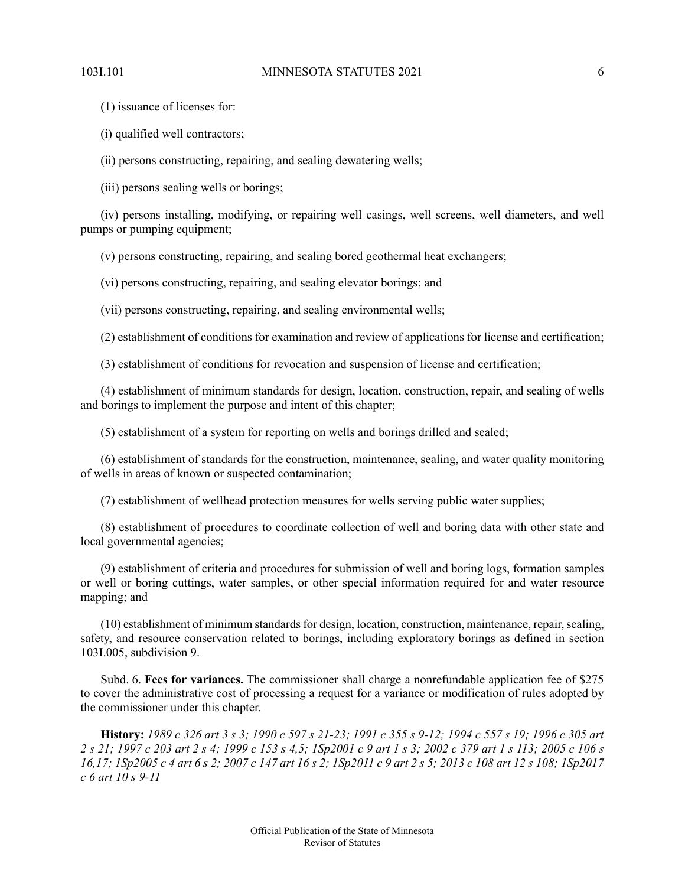(1) issuance of licenses for:

(i) qualified well contractors;

(ii) persons constructing, repairing, and sealing dewatering wells;

(iii) persons sealing wells or borings;

(iv) persons installing, modifying, or repairing well casings, well screens, well diameters, and well pumps or pumping equipment;

(v) persons constructing, repairing, and sealing bored geothermal heat exchangers;

(vi) persons constructing, repairing, and sealing elevator borings; and

(vii) persons constructing, repairing, and sealing environmental wells;

(2) establishment of conditions for examination and review of applications for license and certification;

(3) establishment of conditions for revocation and suspension of license and certification;

(4) establishment of minimum standards for design, location, construction, repair, and sealing of wells and borings to implement the purpose and intent of this chapter;

(5) establishment of a system for reporting on wells and borings drilled and sealed;

(6) establishment of standards for the construction, maintenance, sealing, and water quality monitoring of wells in areas of known or suspected contamination;

(7) establishment of wellhead protection measures for wells serving public water supplies;

(8) establishment of procedures to coordinate collection of well and boring data with other state and local governmental agencies;

(9) establishment of criteria and procedures for submission of well and boring logs, formation samples or well or boring cuttings, water samples, or other special information required for and water resource mapping; and

(10) establishment of minimum standards for design, location, construction, maintenance, repair, sealing, safety, and resource conservation related to borings, including exploratory borings as defined in section 103I.005, subdivision 9.

Subd. 6. **Fees for variances.** The commissioner shall charge a nonrefundable application fee of $275 to cover the administrative cost of processing a request for a variance or modification of rules adopted by the commissioner under this chapter.

**History:** *1989 c 326 art 3 s 3; 1990 c 597 s 21-23; 1991 c 355 s 9-12; 1994 c 557 s 19; 1996 c 305 art 2 s 21; 1997 c 203 art 2 s 4; 1999 c 153 s 4,5; 1Sp2001 c 9 art 1 s 3; 2002 c 379 art 1 s 113; 2005 c 106 s 16,17; 1Sp2005 c 4 art 6 s 2; 2007 c 147 art 16 s 2; 1Sp2011 c 9 art 2 s 5; 2013 c 108 art 12 s 108; 1Sp2017 c 6 art 10 s 9-11*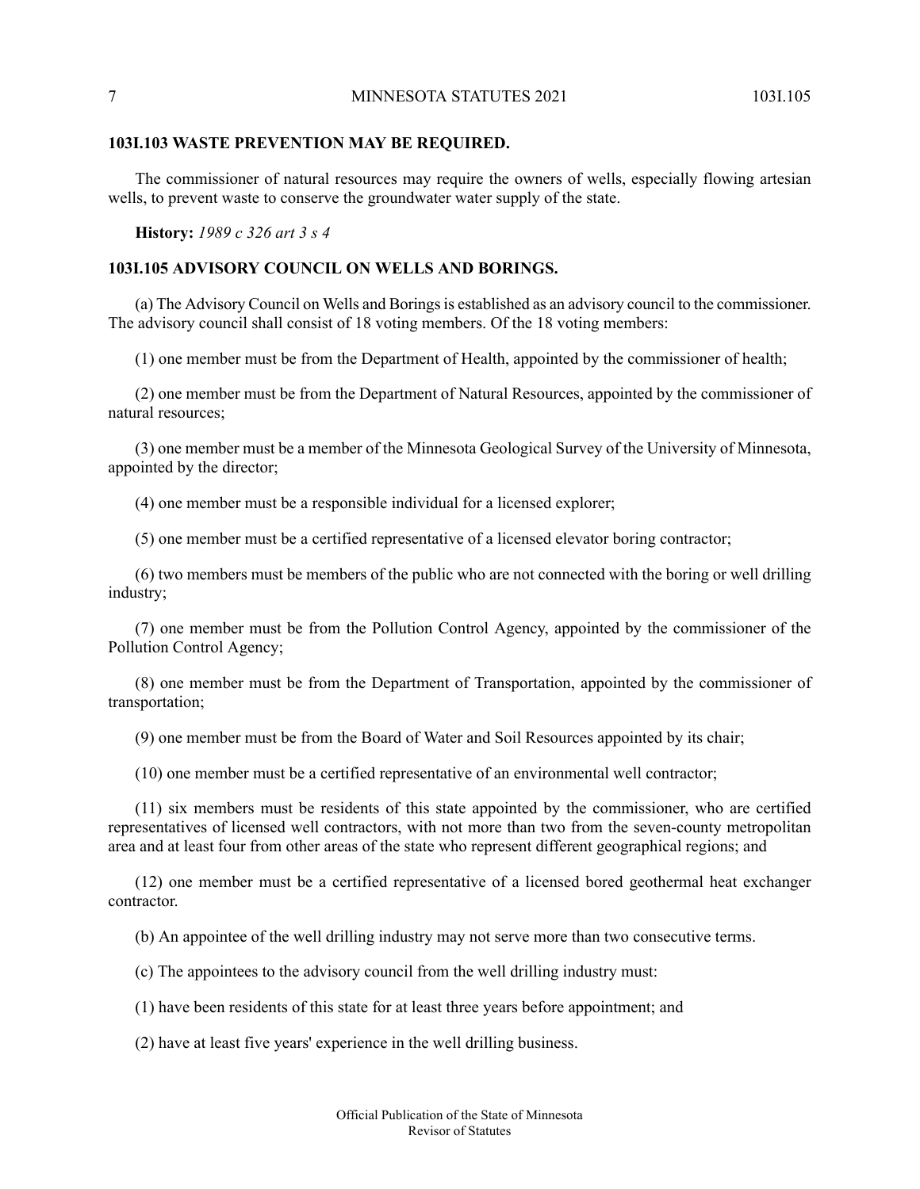### 103I.103 WASTE PREVENTION MAY BE REQUIRED.

The commissioner of natural resources may require the owners of wells, especially flowing artesian wells, to prevent waste to conserve the groundwater water supply of the state.

**History:** *1989 c 326 art 3 s 4*

### 103I.105 ADVISORY COUNCIL ON WELLS AND BORINGS.

(a) The Advisory Council on Wells and Borings is established as an advisory council to the commissioner. The advisory council shall consist of 18 voting members. Of the 18 voting members:

(1) one member must be from the Department of Health, appointed by the commissioner of health;

(2) one member must be from the Department of Natural Resources, appointed by the commissioner of natural resources;

(3) one member must be a member of the Minnesota Geological Survey of the University of Minnesota, appointed by the director;

(4) one member must be a responsible individual for a licensed explorer;

(5) one member must be a certified representative of a licensed elevator boring contractor;

(6) two members must be members of the public who are not connected with the boring or well drilling industry;

(7) one member must be from the Pollution Control Agency, appointed by the commissioner of the Pollution Control Agency;

(8) one member must be from the Department of Transportation, appointed by the commissioner of transportation;

(9) one member must be from the Board of Water and Soil Resources appointed by its chair;

(10) one member must be a certified representative of an environmental well contractor;

(11) six members must be residents of this state appointed by the commissioner, who are certified representatives of licensed well contractors, with not more than two from the seven-county metropolitan area and at least four from other areas of the state who represent different geographical regions; and

(12) one member must be a certified representative of a licensed bored geothermal heat exchanger contractor.

(b) An appointee of the well drilling industry may not serve more than two consecutive terms.

(c) The appointees to the advisory council from the well drilling industry must:

(1) have been residents of this state for at least three years before appointment; and

(2) have at least five years' experience in the well drilling business.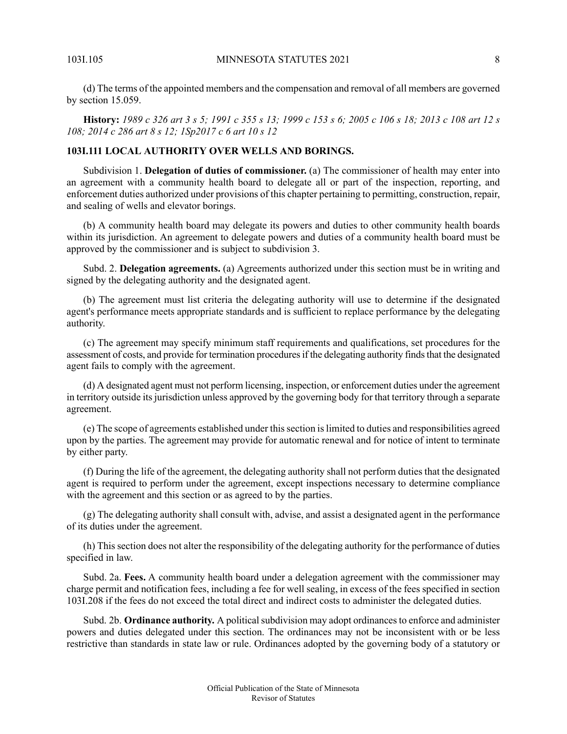(d) The terms of the appointed members and the compensation and removal of all members are governed by section 15.059.

**History:** *1989 c 326 art 3 s 5; 1991 c 355 s 13; 1999 c 153 s 6; 2005 c 106 s 18; 2013 c 108 art 12 s 108; 2014 c 286 art 8 s 12; 1Sp2017 c 6 art 10 s 12*

### 103I.111 LOCAL AUTHORITY OVER WELLS AND BORINGS.

Subdivision 1. **Delegation of duties of commissioner.** (a) The commissioner of health may enter into an agreement with a community health board to delegate all or part of the inspection, reporting, and enforcement duties authorized under provisions of this chapter pertaining to permitting, construction, repair, and sealing of wells and elevator borings.

(b) A community health board may delegate its powers and duties to other community health boards within its jurisdiction. An agreement to delegate powers and duties of a community health board must be approved by the commissioner and is subject to subdivision 3.

Subd. 2. **Delegation agreements.** (a) Agreements authorized under this section must be in writing and signed by the delegating authority and the designated agent.

(b) The agreement must list criteria the delegating authority will use to determine if the designated agent's performance meets appropriate standards and is sufficient to replace performance by the delegating authority.

(c) The agreement may specify minimum staff requirements and qualifications, set procedures for the assessment of costs, and provide for termination procedures if the delegating authority finds that the designated agent fails to comply with the agreement.

(d) A designated agent must not perform licensing, inspection, or enforcement duties under the agreement in territory outside its jurisdiction unless approved by the governing body for that territory through a separate agreement.

(e) The scope of agreements established under this section is limited to duties and responsibilities agreed upon by the parties. The agreement may provide for automatic renewal and for notice of intent to terminate by either party.

(f) During the life of the agreement, the delegating authority shall not perform duties that the designated agent is required to perform under the agreement, except inspections necessary to determine compliance with the agreement and this section or as agreed to by the parties.

(g) The delegating authority shall consult with, advise, and assist a designated agent in the performance of its duties under the agreement.

(h) This section does not alter the responsibility of the delegating authority for the performance of duties specified in law.

Subd. 2a. **Fees.** A community health board under a delegation agreement with the commissioner may charge permit and notification fees, including a fee for well sealing, in excess of the fees specified in section 103I.208 if the fees do not exceed the total direct and indirect costs to administer the delegated duties.

Subd. 2b. **Ordinance authority.** A political subdivision may adopt ordinances to enforce and administer powers and duties delegated under this section. The ordinances may not be inconsistent with or be less restrictive than standards in state law or rule. Ordinances adopted by the governing body of a statutory or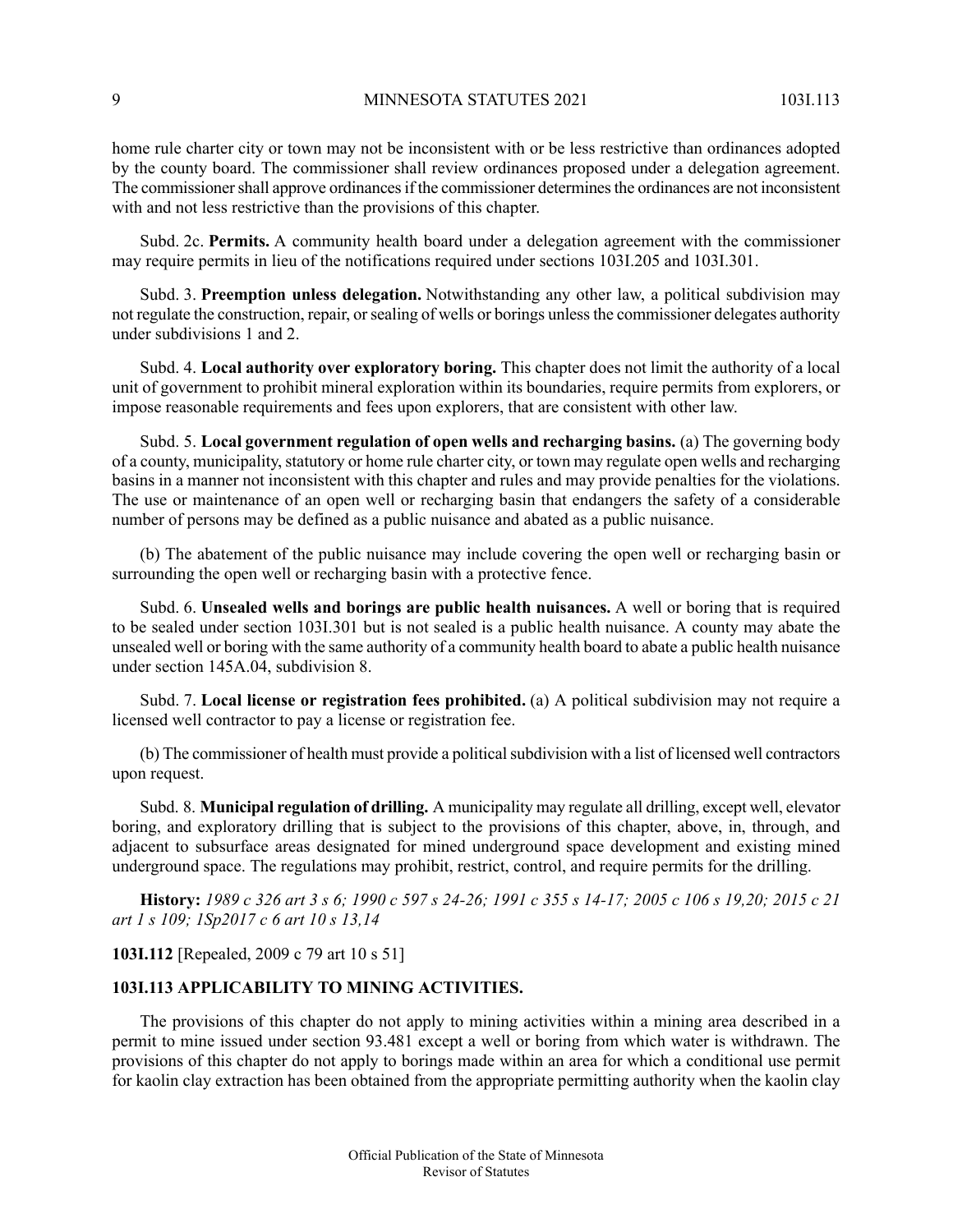home rule charter city or town may not be inconsistent with or be less restrictive than ordinances adopted by the county board. The commissioner shall review ordinances proposed under a delegation agreement. The commissioner shall approve ordinances if the commissioner determines the ordinances are not inconsistent with and not less restrictive than the provisions of this chapter.

Subd. 2c. **Permits.** A community health board under a delegation agreement with the commissioner may require permits in lieu of the notifications required under sections 103I.205 and 103I.301.

Subd. 3. **Preemption unless delegation.** Notwithstanding any other law, a political subdivision may not regulate the construction, repair, or sealing of wells or borings unless the commissioner delegates authority under subdivisions 1 and 2.

Subd. 4. **Local authority over exploratory boring.** This chapter does not limit the authority of a local unit of government to prohibit mineral exploration within its boundaries, require permits from explorers, or impose reasonable requirements and fees upon explorers, that are consistent with other law.

Subd. 5. **Local government regulation of open wells and recharging basins.** (a) The governing body of a county, municipality, statutory or home rule charter city, or town may regulate open wells and recharging basins in a manner not inconsistent with this chapter and rules and may provide penalties for the violations. The use or maintenance of an open well or recharging basin that endangers the safety of a considerable number of persons may be defined as a public nuisance and abated as a public nuisance.

(b) The abatement of the public nuisance may include covering the open well or recharging basin or surrounding the open well or recharging basin with a protective fence.

Subd. 6. **Unsealed wells and borings are public health nuisances.** A well or boring that is required to be sealed under section 103I.301 but is not sealed is a public health nuisance. A county may abate the unsealed well or boring with the same authority of a community health board to abate a public health nuisance under section 145A.04, subdivision 8.

Subd. 7. **Local license or registration fees prohibited.** (a) A political subdivision may not require a licensed well contractor to pay a license or registration fee.

(b) The commissioner of health must provide a political subdivision with a list of licensed well contractors upon request.

Subd. 8. **Municipal regulation of drilling.** A municipality may regulate all drilling, except well, elevator boring, and exploratory drilling that is subject to the provisions of this chapter, above, in, through, and adjacent to subsurface areas designated for mined underground space development and existing mined underground space. The regulations may prohibit, restrict, control, and require permits for the drilling.

**History:** *1989 c 326 art 3 s 6; 1990 c 597 s 24-26; 1991 c 355 s 14-17; 2005 c 106 s 19,20; 2015 c 21 art 1 s 109; 1Sp2017 c 6 art 10 s 13,14*

**103I.112** [Repealed, 2009 c 79 art 10 s 51]

**103I.113 APPLICABILITY TO MINING ACTIVITIES.**

The provisions of this chapter do not apply to mining activities within a mining area described in a permit to mine issued under section 93.481 except a well or boring from which water is withdrawn. The provisions of this chapter do not apply to borings made within an area for which a conditional use permit for kaolin clay extraction has been obtained from the appropriate permitting authority when the kaolin clay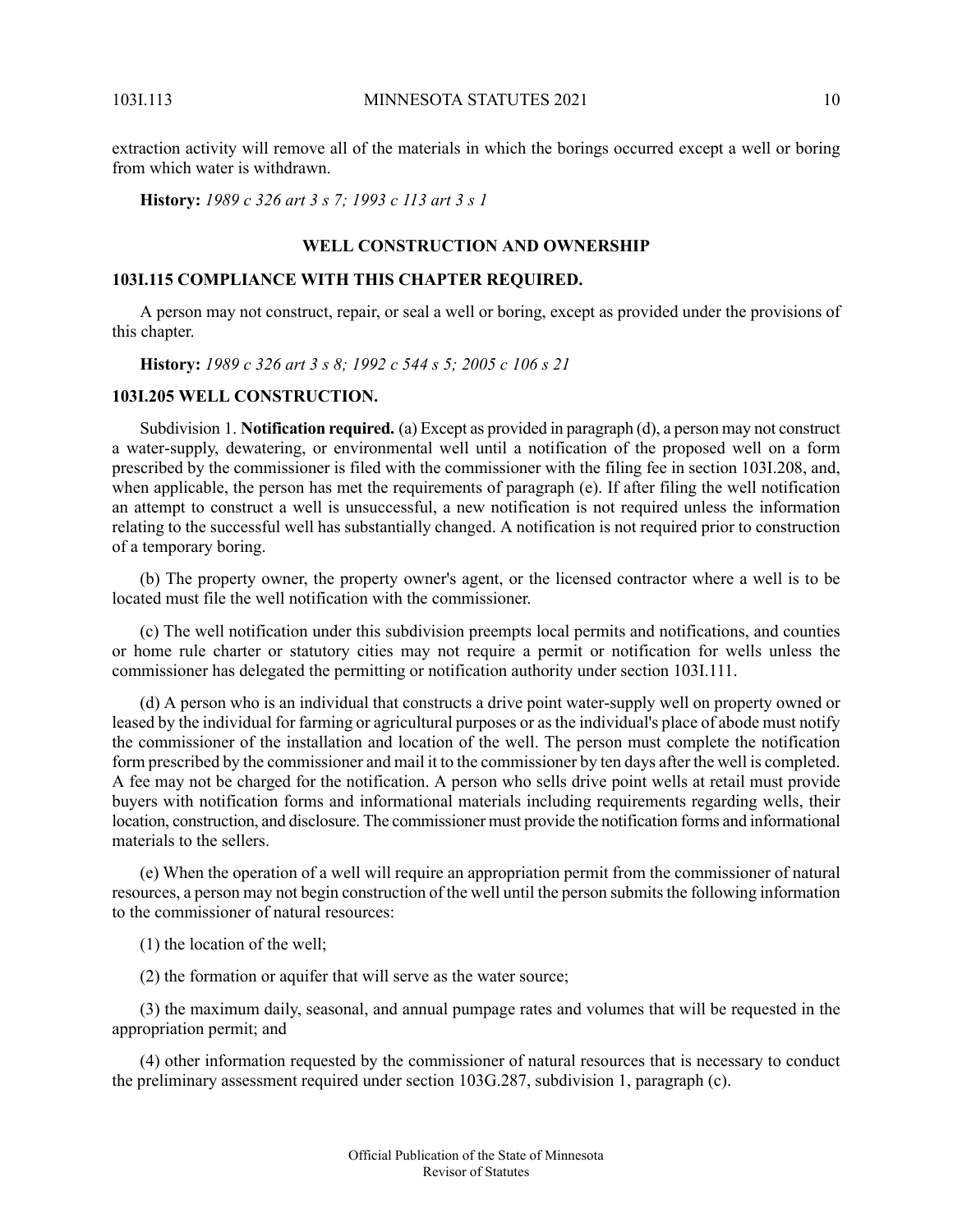extraction activity will remove all of the materials in which the borings occurred except a well or boring from which water is withdrawn.

**History:** *1989 c 326 art 3 s 7; 1993 c 113 art 3 s 1*

## WELL CONSTRUCTION AND OWNERSHIP

### 103I.115 COMPLIANCE WITH THIS CHAPTER REQUIRED.

A person may not construct, repair, or seal a well or boring, except as provided under the provisions of this chapter.

**History:** *1989 c 326 art 3 s 8; 1992 c 544 s 5; 2005 c 106 s 21*

### 103I.205 WELL CONSTRUCTION.

Subdivision 1. **Notification required.** (a) Except as provided in paragraph (d), a person may not construct a water-supply, dewatering, or environmental well until a notification of the proposed well on a form prescribed by the commissioner is filed with the commissioner with the filing fee in section 103I.208, and, when applicable, the person has met the requirements of paragraph (e). If after filing the well notification an attempt to construct a well is unsuccessful, a new notification is not required unless the information relating to the successful well has substantially changed. A notification is not required prior to construction of a temporary boring.

(b) The property owner, the property owner's agent, or the licensed contractor where a well is to be located must file the well notification with the commissioner.

(c) The well notification under this subdivision preempts local permits and notifications, and counties or home rule charter or statutory cities may not require a permit or notification for wells unless the commissioner has delegated the permitting or notification authority under section 103I.111.

(d) A person who is an individual that constructs a drive point water-supply well on property owned or leased by the individual for farming or agricultural purposes or as the individual's place of abode must notify the commissioner of the installation and location of the well. The person must complete the notification form prescribed by the commissioner and mail it to the commissioner by ten days after the well is completed. A fee may not be charged for the notification. A person who sells drive point wells at retail must provide buyers with notification forms and informational materials including requirements regarding wells, their location, construction, and disclosure. The commissioner must provide the notification forms and informational materials to the sellers.

(e) When the operation of a well will require an appropriation permit from the commissioner of natural resources, a person may not begin construction of the well until the person submits the following information to the commissioner of natural resources:

(1) the location of the well;

(2) the formation or aquifer that will serve as the water source;

(3) the maximum daily, seasonal, and annual pumpage rates and volumes that will be requested in the appropriation permit; and

(4) other information requested by the commissioner of natural resources that is necessary to conduct the preliminary assessment required under section 103G.287, subdivision 1, paragraph (c).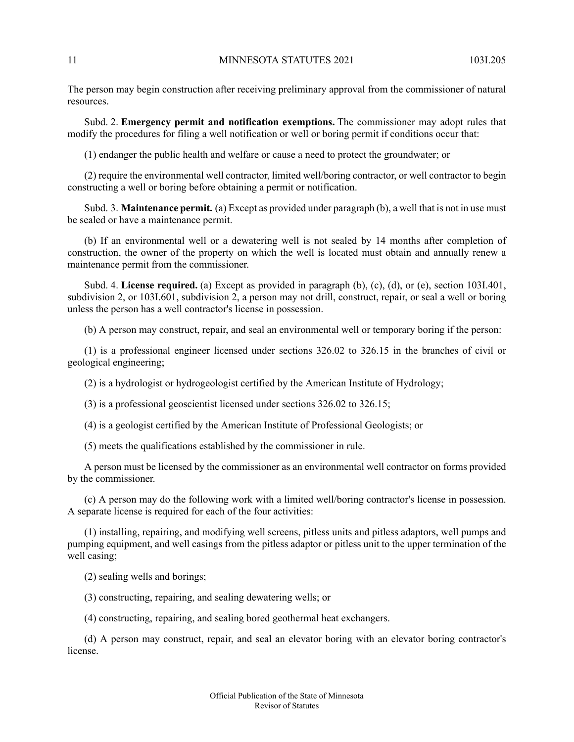The person may begin construction after receiving preliminary approval from the commissioner of natural resources.

Subd. 2. **Emergency permit and notification exemptions.** The commissioner may adopt rules that modify the procedures for filing a well notification or well or boring permit if conditions occur that:

(1) endanger the public health and welfare or cause a need to protect the groundwater; or

(2) require the environmental well contractor, limited well/boring contractor, or well contractor to begin constructing a well or boring before obtaining a permit or notification.

Subd. 3. **Maintenance permit.** (a) Except as provided under paragraph (b), a well that is not in use must be sealed or have a maintenance permit.

(b) If an environmental well or a dewatering well is not sealed by 14 months after completion of construction, the owner of the property on which the well is located must obtain and annually renew a maintenance permit from the commissioner.

Subd. 4. **License required.** (a) Except as provided in paragraph (b), (c), (d), or (e), section 103I.401, subdivision 2, or 103I.601, subdivision 2, a person may not drill, construct, repair, or seal a well or boring unless the person has a well contractor's license in possession.

(b) A person may construct, repair, and seal an environmental well or temporary boring if the person:

(1) is a professional engineer licensed under sections 326.02 to 326.15 in the branches of civil or geological engineering;

(2) is a hydrologist or hydrogeologist certified by the American Institute of Hydrology;

(3) is a professional geoscientist licensed under sections 326.02 to 326.15;

(4) is a geologist certified by the American Institute of Professional Geologists; or

(5) meets the qualifications established by the commissioner in rule.

A person must be licensed by the commissioner as an environmental well contractor on forms provided by the commissioner.

(c) A person may do the following work with a limited well/boring contractor's license in possession. A separate license is required for each of the four activities:

(1) installing, repairing, and modifying well screens, pitless units and pitless adaptors, well pumps and pumping equipment, and well casings from the pitless adaptor or pitless unit to the upper termination of the well casing;

(2) sealing wells and borings;

(3) constructing, repairing, and sealing dewatering wells; or

(4) constructing, repairing, and sealing bored geothermal heat exchangers.

(d) A person may construct, repair, and seal an elevator boring with an elevator boring contractor's license.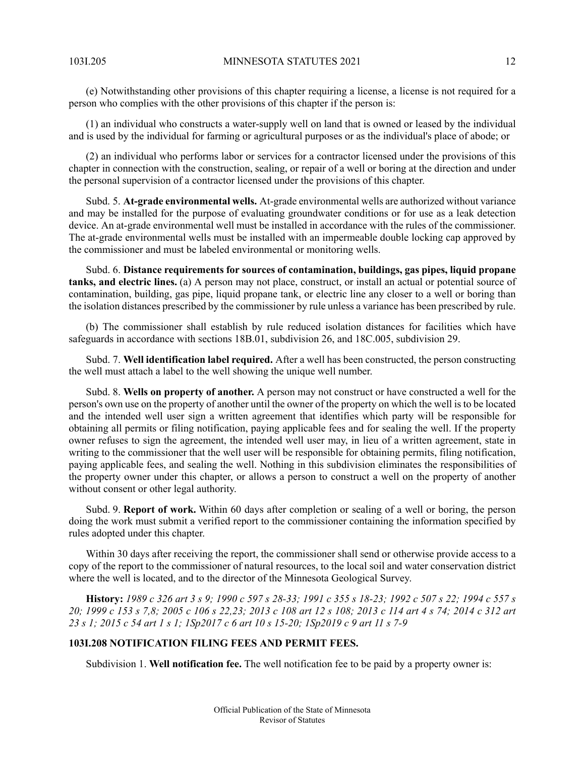(e) Notwithstanding other provisions of this chapter requiring a license, a license is not required for a person who complies with the other provisions of this chapter if the person is:

(1) an individual who constructs a water-supply well on land that is owned or leased by the individual and is used by the individual for farming or agricultural purposes or as the individual's place of abode; or

(2) an individual who performs labor or services for a contractor licensed under the provisions of this chapter in connection with the construction, sealing, or repair of a well or boring at the direction and under the personal supervision of a contractor licensed under the provisions of this chapter.

Subd. 5. **At-grade environmental wells.** At-grade environmental wells are authorized without variance and may be installed for the purpose of evaluating groundwater conditions or for use as a leak detection device. An at-grade environmental well must be installed in accordance with the rules of the commissioner. The at-grade environmental wells must be installed with an impermeable double locking cap approved by the commissioner and must be labeled environmental or monitoring wells.

Subd. 6. **Distance requirements for sources of contamination, buildings, gas pipes, liquid propane tanks, and electric lines.** (a) A person may not place, construct, or install an actual or potential source of contamination, building, gas pipe, liquid propane tank, or electric line any closer to a well or boring than the isolation distances prescribed by the commissioner by rule unless a variance has been prescribed by rule.

(b) The commissioner shall establish by rule reduced isolation distances for facilities which have safeguards in accordance with sections 18B.01, subdivision 26, and 18C.005, subdivision 29.

Subd. 7. **Well identification label required.** After a well has been constructed, the person constructing the well must attach a label to the well showing the unique well number.

Subd. 8. **Wells on property of another.** A person may not construct or have constructed a well for the person's own use on the property of another until the owner of the property on which the well is to be located and the intended well user sign a written agreement that identifies which party will be responsible for obtaining all permits or filing notification, paying applicable fees and for sealing the well. If the property owner refuses to sign the agreement, the intended well user may, in lieu of a written agreement, state in writing to the commissioner that the well user will be responsible for obtaining permits, filing notification, paying applicable fees, and sealing the well. Nothing in this subdivision eliminates the responsibilities of the property owner under this chapter, or allows a person to construct a well on the property of another without consent or other legal authority.

Subd. 9. **Report of work.** Within 60 days after completion or sealing of a well or boring, the person doing the work must submit a verified report to the commissioner containing the information specified by rules adopted under this chapter.

Within 30 days after receiving the report, the commissioner shall send or otherwise provide access to a copy of the report to the commissioner of natural resources, to the local soil and water conservation district where the well is located, and to the director of the Minnesota Geological Survey.

**History:** *1989 c 326 art 3 s 9; 1990 c 597 s 28-33; 1991 c 355 s 18-23; 1992 c 507 s 22; 1994 c 557 s 20; 1999 c 153 s 7,8; 2005 c 106 s 22,23; 2013 c 108 art 12 s 108; 2013 c 114 art 4 s 74; 2014 c 312 art 23 s 1; 2015 c 54 art 1 s 1; 1Sp2017 c 6 art 10 s 15-20; 1Sp2019 c 9 art 11 s 7-9*

## 103I.208 NOTIFICATION FILING FEES AND PERMIT FEES.

Subdivision 1. **Well notification fee.** The well notification fee to be paid by a property owner is: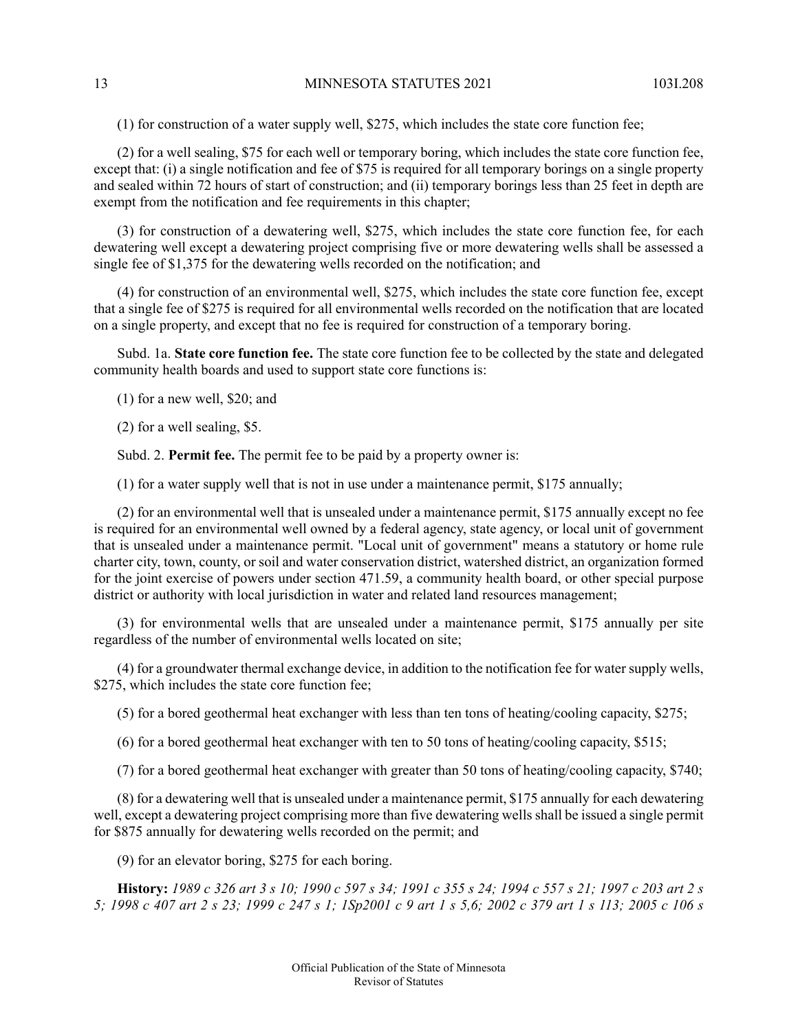(1) for construction of a water supply well, $275, which includes the state core function fee;

(2) for a well sealing, $75 for each well or temporary boring, which includes the state core function fee, except that: (i) a single notification and fee of $75 is required for all temporary borings on a single property and sealed within 72 hours of start of construction; and (ii) temporary borings less than 25 feet in depth are exempt from the notification and fee requirements in this chapter;

(3) for construction of a dewatering well, $275, which includes the state core function fee, for each dewatering well except a dewatering project comprising five or more dewatering wells shall be assessed a single fee of $1,375 for the dewatering wells recorded on the notification; and

(4) for construction of an environmental well, $275, which includes the state core function fee, except that a single fee of $275 is required for all environmental wells recorded on the notification that are located on a single property, and except that no fee is required for construction of a temporary boring.

Subd. 1a. **State core function fee.** The state core function fee to be collected by the state and delegated community health boards and used to support state core functions is:

(1) for a new well, $20; and

(2) for a well sealing, $5.

Subd. 2. **Permit fee.** The permit fee to be paid by a property owner is:

(1) for a water supply well that is not in use under a maintenance permit, $175 annually;

(2) for an environmental well that is unsealed under a maintenance permit, $175 annually except no fee is required for an environmental well owned by a federal agency, state agency, or local unit of government that is unsealed under a maintenance permit. "Local unit of government" means a statutory or home rule charter city, town, county, or soil and water conservation district, watershed district, an organization formed for the joint exercise of powers under section 471.59, a community health board, or other special purpose district or authority with local jurisdiction in water and related land resources management;

(3) for environmental wells that are unsealed under a maintenance permit, $175 annually per site regardless of the number of environmental wells located on site;

(4) for a groundwater thermal exchange device, in addition to the notification fee for water supply wells, $275, which includes the state core function fee;

(5) for a bored geothermal heat exchanger with less than ten tons of heating/cooling capacity, $275;

(6) for a bored geothermal heat exchanger with ten to 50 tons of heating/cooling capacity, $515;

(7) for a bored geothermal heat exchanger with greater than 50 tons of heating/cooling capacity, $740;

(8) for a dewatering well that is unsealed under a maintenance permit, $175 annually for each dewatering well, except a dewatering project comprising more than five dewatering wells shall be issued a single permit for $875 annually for dewatering wells recorded on the permit; and

(9) for an elevator boring, $275 for each boring.

**History:** *1989 c 326 art 3 s 10; 1990 c 597 s 34; 1991 c 355 s 24; 1994 c 557 s 21; 1997 c 203 art 2 s 5; 1998 c 407 art 2 s 23; 1999 c 247 s 1; 1Sp2001 c 9 art 1 s 5,6; 2002 c 379 art 1 s 113; 2005 c 106 s*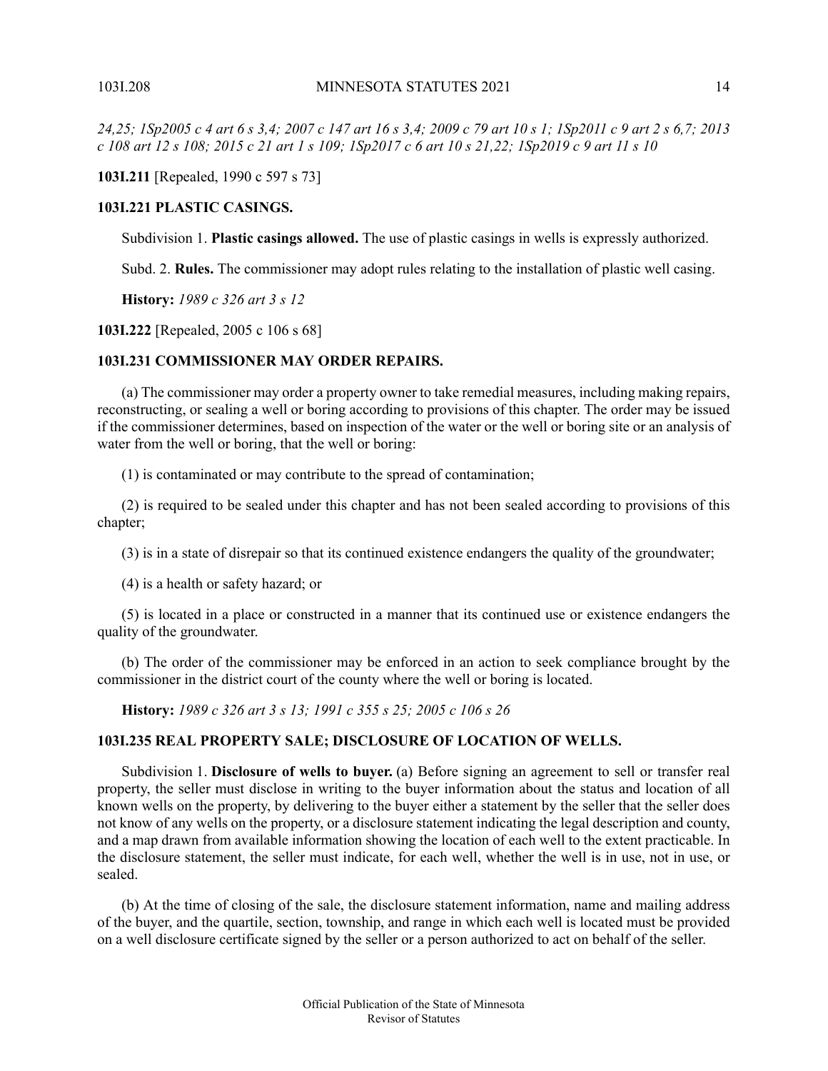*24,25; 1Sp2005 c 4 art 6 s 3,4; 2007 c 147 art 16 s 3,4; 2009 c 79 art 10 s 1; 1Sp2011 c 9 art 2 s 6,7; 2013 c 108 art 12 s 108; 2015 c 21 art 1 s 109; 1Sp2017 c 6 art 10 s 21,22; 1Sp2019 c 9 art 11 s 10*

**103I.211** [Repealed, 1990 c 597 s 73]

**103I.221 PLASTIC CASINGS.**

Subdivision 1. **Plastic casings allowed.** The use of plastic casings in wells is expressly authorized.

Subd. 2. **Rules.** The commissioner may adopt rules relating to the installation of plastic well casing.

**History:** *1989 c 326 art 3 s 12*

**103I.222** [Repealed, 2005 c 106 s 68]

**103I.231 COMMISSIONER MAY ORDER REPAIRS.**

(a) The commissioner may order a property owner to take remedial measures, including making repairs, reconstructing, or sealing a well or boring according to provisions of this chapter. The order may be issued if the commissioner determines, based on inspection of the water or the well or boring site or an analysis of water from the well or boring, that the well or boring:

(1) is contaminated or may contribute to the spread of contamination;

(2) is required to be sealed under this chapter and has not been sealed according to provisions of this chapter;

(3) is in a state of disrepair so that its continued existence endangers the quality of the groundwater;

(4) is a health or safety hazard; or

(5) is located in a place or constructed in a manner that its continued use or existence endangers the quality of the groundwater.

(b) The order of the commissioner may be enforced in an action to seek compliance brought by the commissioner in the district court of the county where the well or boring is located.

**History:** *1989 c 326 art 3 s 13; 1991 c 355 s 25; 2005 c 106 s 26*

**103I.235 REAL PROPERTY SALE; DISCLOSURE OF LOCATION OF WELLS.**

Subdivision 1. **Disclosure of wells to buyer.** (a) Before signing an agreement to sell or transfer real property, the seller must disclose in writing to the buyer information about the status and location of all known wells on the property, by delivering to the buyer either a statement by the seller that the seller does not know of any wells on the property, or a disclosure statement indicating the legal description and county, and a map drawn from available information showing the location of each well to the extent practicable. In the disclosure statement, the seller must indicate, for each well, whether the well is in use, not in use, or sealed.

(b) At the time of closing of the sale, the disclosure statement information, name and mailing address of the buyer, and the quartile, section, township, and range in which each well is located must be provided on a well disclosure certificate signed by the seller or a person authorized to act on behalf of the seller.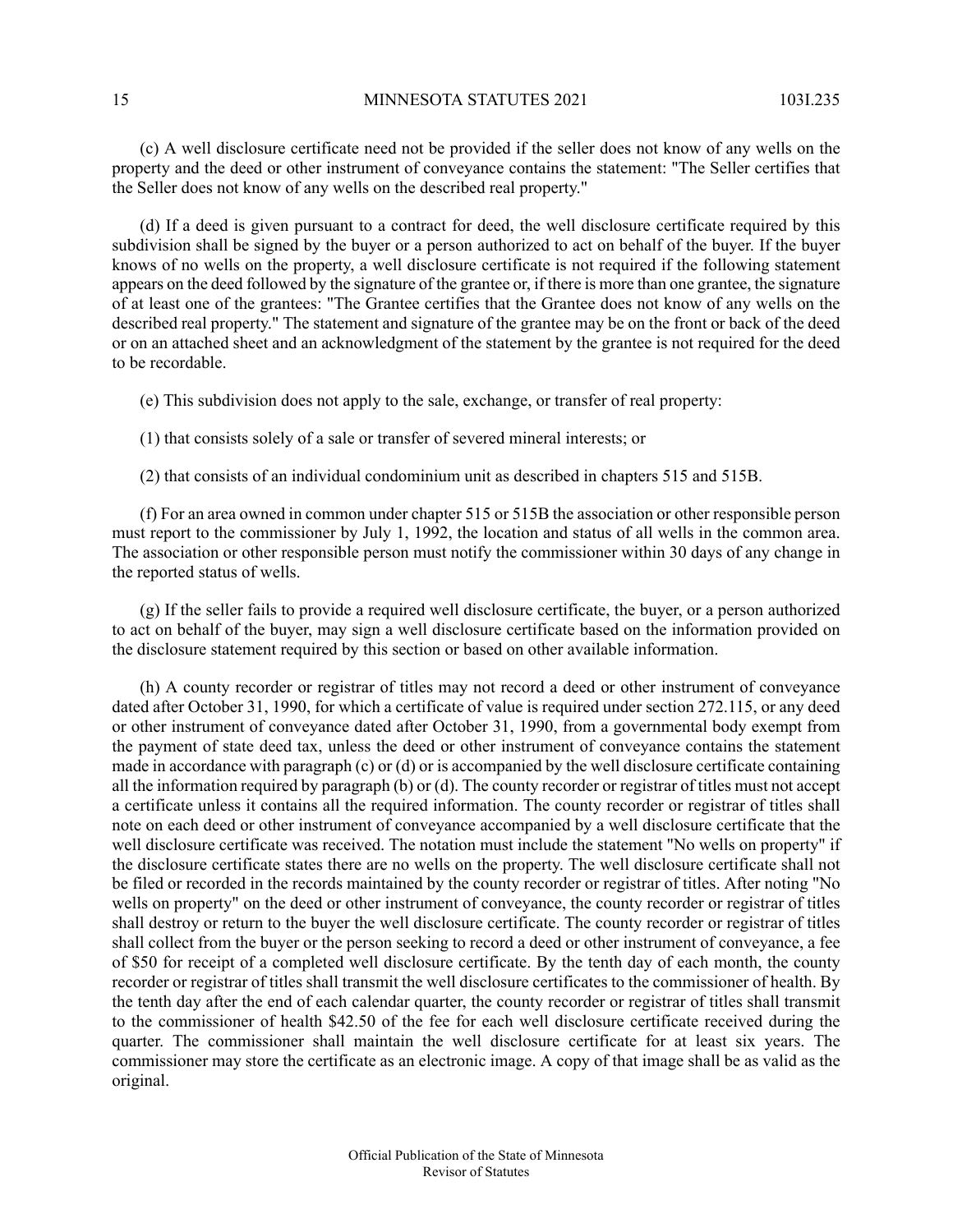(c) A well disclosure certificate need not be provided if the seller does not know of any wells on the property and the deed or other instrument of conveyance contains the statement: "The Seller certifies that the Seller does not know of any wells on the described real property."

(d) If a deed is given pursuant to a contract for deed, the well disclosure certificate required by this subdivision shall be signed by the buyer or a person authorized to act on behalf of the buyer. If the buyer knows of no wells on the property, a well disclosure certificate is not required if the following statement appears on the deed followed by the signature of the grantee or, if there is more than one grantee, the signature of at least one of the grantees: "The Grantee certifies that the Grantee does not know of any wells on the described real property." The statement and signature of the grantee may be on the front or back of the deed or on an attached sheet and an acknowledgment of the statement by the grantee is not required for the deed to be recordable.

(e) This subdivision does not apply to the sale, exchange, or transfer of real property:

(1) that consists solely of a sale or transfer of severed mineral interests; or

(2) that consists of an individual condominium unit as described in chapters 515 and 515B.

(f) For an area owned in common under chapter 515 or 515B the association or other responsible person must report to the commissioner by July 1, 1992, the location and status of all wells in the common area. The association or other responsible person must notify the commissioner within 30 days of any change in the reported status of wells.

(g) If the seller fails to provide a required well disclosure certificate, the buyer, or a person authorized to act on behalf of the buyer, may sign a well disclosure certificate based on the information provided on the disclosure statement required by this section or based on other available information.

(h) A county recorder or registrar of titles may not record a deed or other instrument of conveyance dated after October 31, 1990, for which a certificate of value is required under section 272.115, or any deed or other instrument of conveyance dated after October 31, 1990, from a governmental body exempt from the payment of state deed tax, unless the deed or other instrument of conveyance contains the statement made in accordance with paragraph (c) or (d) or is accompanied by the well disclosure certificate containing all the information required by paragraph (b) or (d). The county recorder or registrar of titles must not accept a certificate unless it contains all the required information. The county recorder or registrar of titles shall note on each deed or other instrument of conveyance accompanied by a well disclosure certificate that the well disclosure certificate was received. The notation must include the statement "No wells on property" if the disclosure certificate states there are no wells on the property. The well disclosure certificate shall not be filed or recorded in the records maintained by the county recorder or registrar of titles. After noting "No wells on property" on the deed or other instrument of conveyance, the county recorder or registrar of titles shall destroy or return to the buyer the well disclosure certificate. The county recorder or registrar of titles shall collect from the buyer or the person seeking to record a deed or other instrument of conveyance, a fee of $50 for receipt of a completed well disclosure certificate. By the tenth day of each month, the county recorder or registrar of titles shall transmit the well disclosure certificates to the commissioner of health. By the tenth day after the end of each calendar quarter, the county recorder or registrar of titles shall transmit to the commissioner of health $42.50 of the fee for each well disclosure certificate received during the quarter. The commissioner shall maintain the well disclosure certificate for at least six years. The commissioner may store the certificate as an electronic image. A copy of that image shall be as valid as the original.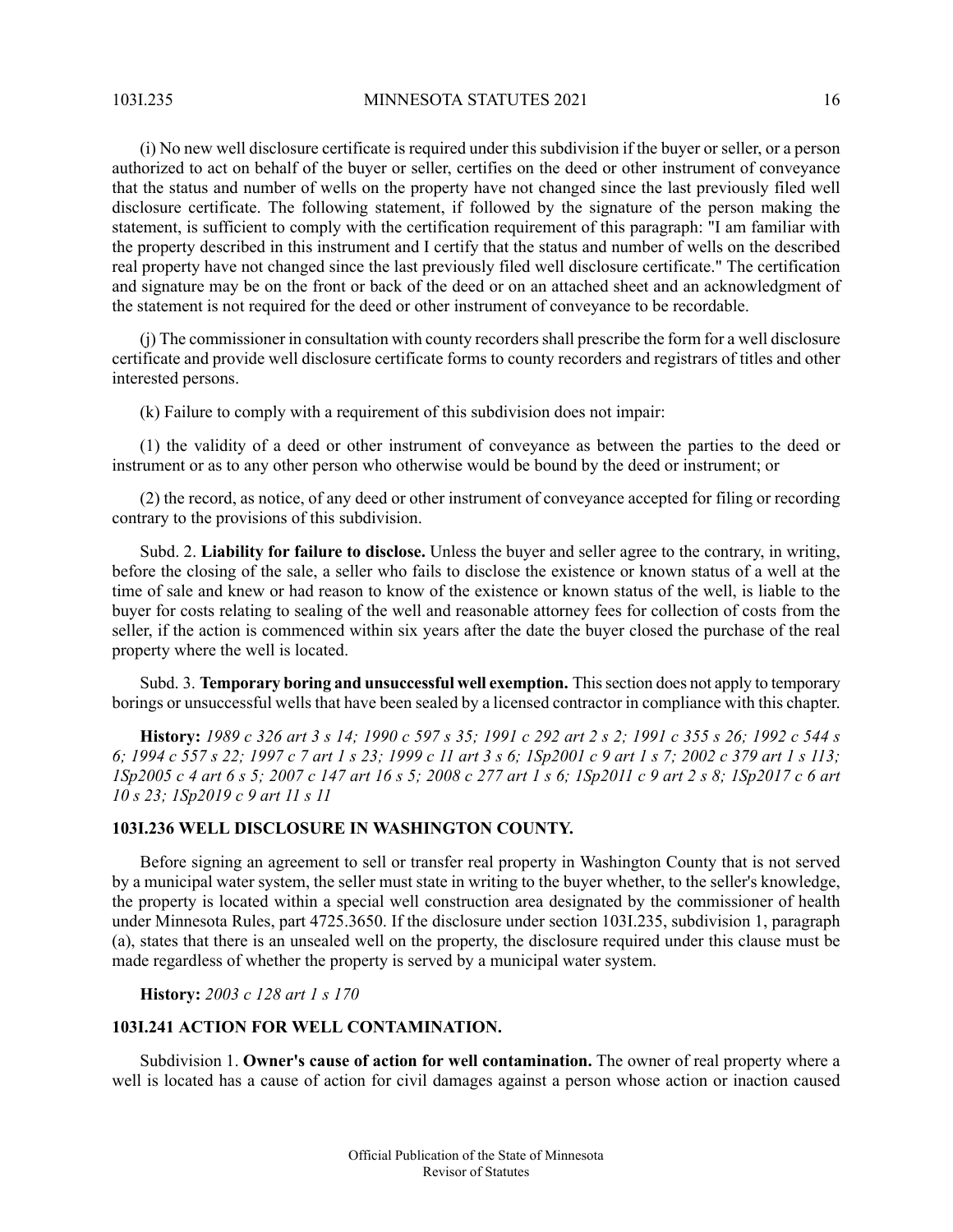(i) No new well disclosure certificate is required under this subdivision if the buyer or seller, or a person authorized to act on behalf of the buyer or seller, certifies on the deed or other instrument of conveyance that the status and number of wells on the property have not changed since the last previously filed well disclosure certificate. The following statement, if followed by the signature of the person making the statement, is sufficient to comply with the certification requirement of this paragraph: "I am familiar with the property described in this instrument and I certify that the status and number of wells on the described real property have not changed since the last previously filed well disclosure certificate." The certification and signature may be on the front or back of the deed or on an attached sheet and an acknowledgment of the statement is not required for the deed or other instrument of conveyance to be recordable.

(j) The commissioner in consultation with county recorders shall prescribe the form for a well disclosure certificate and provide well disclosure certificate forms to county recorders and registrars of titles and other interested persons.

(k) Failure to comply with a requirement of this subdivision does not impair:

(1) the validity of a deed or other instrument of conveyance as between the parties to the deed or instrument or as to any other person who otherwise would be bound by the deed or instrument; or

(2) the record, as notice, of any deed or other instrument of conveyance accepted for filing or recording contrary to the provisions of this subdivision.

Subd. 2. **Liability for failure to disclose.** Unless the buyer and seller agree to the contrary, in writing, before the closing of the sale, a seller who fails to disclose the existence or known status of a well at the time of sale and knew or had reason to know of the existence or known status of the well, is liable to the buyer for costs relating to sealing of the well and reasonable attorney fees for collection of costs from the seller, if the action is commenced within six years after the date the buyer closed the purchase of the real property where the well is located.

Subd. 3. **Temporary boring and unsuccessful well exemption.** This section does not apply to temporary borings or unsuccessful wells that have been sealed by a licensed contractor in compliance with this chapter.

**History:** *1989 c 326 art 3 s 14; 1990 c 597 s 35; 1991 c 292 art 2 s 2; 1991 c 355 s 26; 1992 c 544 s 6; 1994 c 557 s 22; 1997 c 7 art 1 s 23; 1999 c 11 art 3 s 6; 1Sp2001 c 9 art 1 s 7; 2002 c 379 art 1 s 113; 1Sp2005 c 4 art 6 s 5; 2007 c 147 art 16 s 5; 2008 c 277 art 1 s 6; 1Sp2011 c 9 art 2 s 8; 1Sp2017 c 6 art 10 s 23; 1Sp2019 c 9 art 11 s 11*

### 103I.236 WELL DISCLOSURE IN WASHINGTON COUNTY.

Before signing an agreement to sell or transfer real property in Washington County that is not served by a municipal water system, the seller must state in writing to the buyer whether, to the seller's knowledge, the property is located within a special well construction area designated by the commissioner of health under Minnesota Rules, part 4725.3650. If the disclosure under section 103I.235, subdivision 1, paragraph (a), states that there is an unsealed well on the property, the disclosure required under this clause must be made regardless of whether the property is served by a municipal water system.

**History:** *2003 c 128 art 1 s 170*

### 103I.241 ACTION FOR WELL CONTAMINATION.

Subdivision 1. **Owner's cause of action for well contamination.** The owner of real property where a well is located has a cause of action for civil damages against a person whose action or inaction caused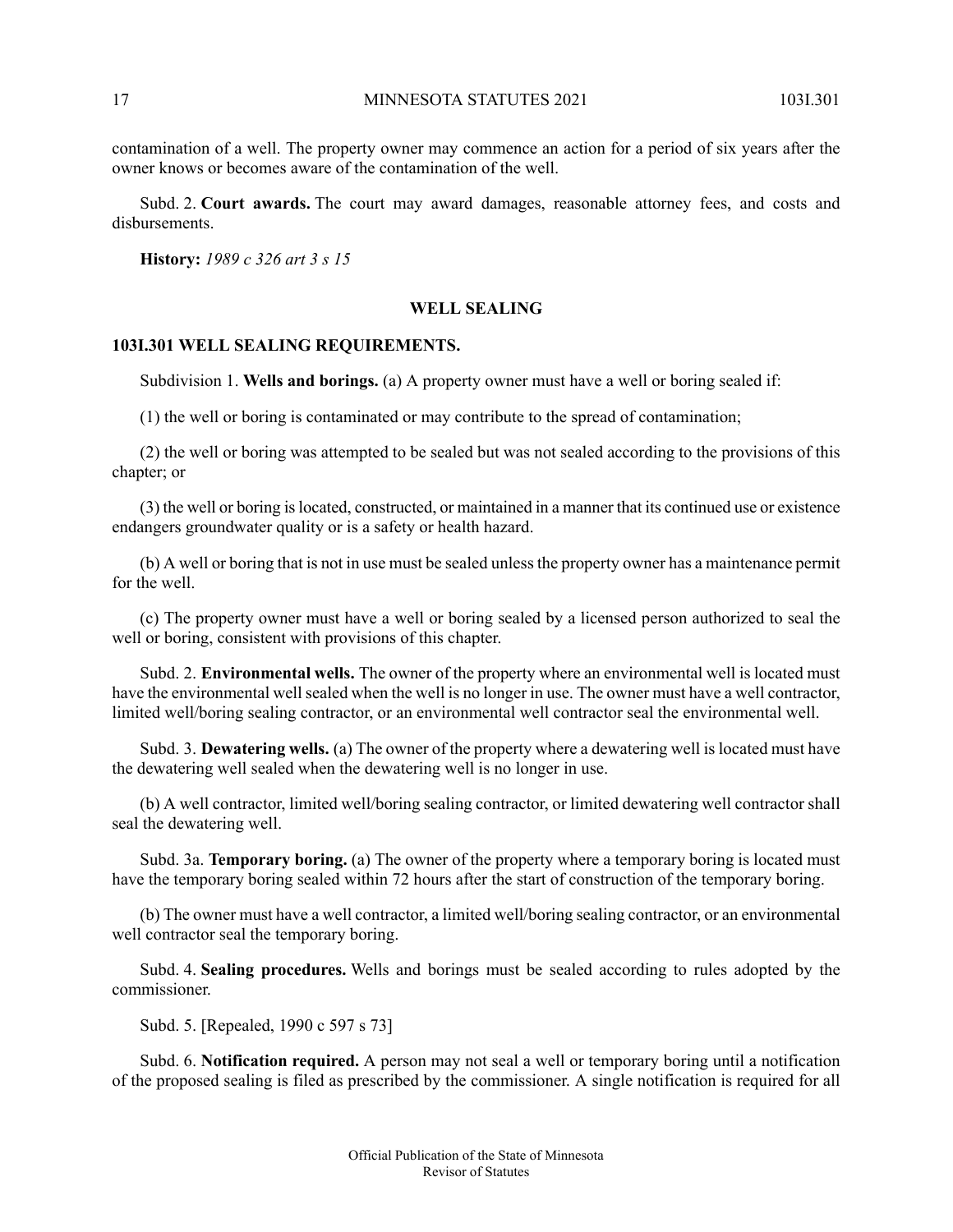contamination of a well. The property owner may commence an action for a period of six years after the owner knows or becomes aware of the contamination of the well.

Subd. 2. **Court awards.** The court may award damages, reasonable attorney fees, and costs and disbursements.

**History:** *1989 c 326 art 3 s 15*

## WELL SEALING

### 103I.301 WELL SEALING REQUIREMENTS.

Subdivision 1. **Wells and borings.** (a) A property owner must have a well or boring sealed if:

(1) the well or boring is contaminated or may contribute to the spread of contamination;

(2) the well or boring was attempted to be sealed but was not sealed according to the provisions of this chapter; or

(3) the well or boring is located, constructed, or maintained in a manner that its continued use or existence endangers groundwater quality or is a safety or health hazard.

(b) A well or boring that is not in use must be sealed unless the property owner has a maintenance permit for the well.

(c) The property owner must have a well or boring sealed by a licensed person authorized to seal the well or boring, consistent with provisions of this chapter.

Subd. 2. **Environmental wells.** The owner of the property where an environmental well is located must have the environmental well sealed when the well is no longer in use. The owner must have a well contractor, limited well/boring sealing contractor, or an environmental well contractor seal the environmental well.

Subd. 3. **Dewatering wells.** (a) The owner of the property where a dewatering well is located must have the dewatering well sealed when the dewatering well is no longer in use.

(b) A well contractor, limited well/boring sealing contractor, or limited dewatering well contractor shall seal the dewatering well.

Subd. 3a. **Temporary boring.** (a) The owner of the property where a temporary boring is located must have the temporary boring sealed within 72 hours after the start of construction of the temporary boring.

(b) The owner must have a well contractor, a limited well/boring sealing contractor, or an environmental well contractor seal the temporary boring.

Subd. 4. **Sealing procedures.** Wells and borings must be sealed according to rules adopted by the commissioner.

Subd. 5. [Repealed, 1990 c 597 s 73]

Subd. 6. **Notification required.** A person may not seal a well or temporary boring until a notification of the proposed sealing is filed as prescribed by the commissioner. A single notification is required for all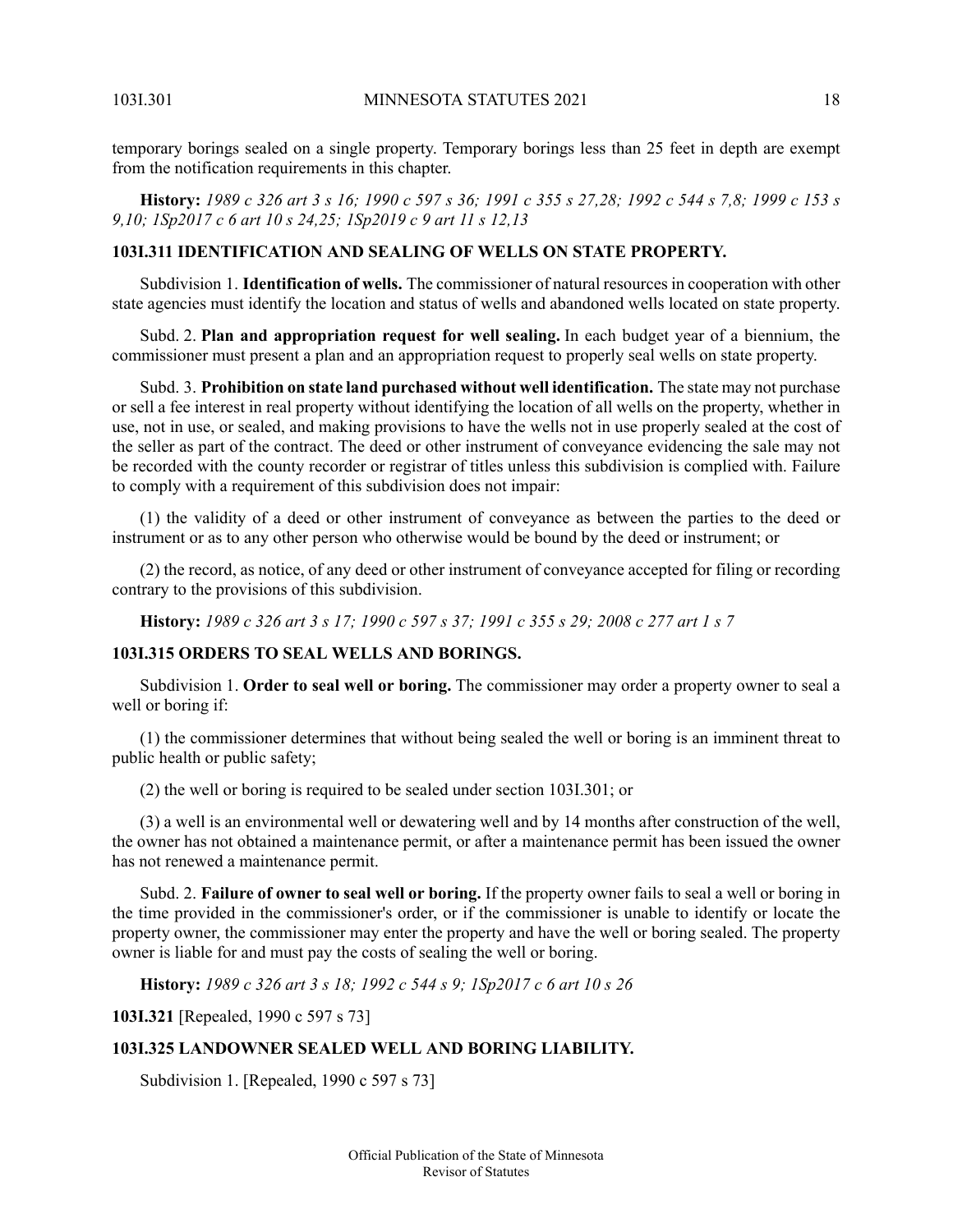temporary borings sealed on a single property. Temporary borings less than 25 feet in depth are exempt from the notification requirements in this chapter.

**History:** *1989 c 326 art 3 s 16; 1990 c 597 s 36; 1991 c 355 s 27,28; 1992 c 544 s 7,8; 1999 c 153 s 9,10; 1Sp2017 c 6 art 10 s 24,25; 1Sp2019 c 9 art 11 s 12,13*

### 103I.311 IDENTIFICATION AND SEALING OF WELLS ON STATE PROPERTY.

Subdivision 1. **Identification of wells.** The commissioner of natural resources in cooperation with other state agencies must identify the location and status of wells and abandoned wells located on state property.

Subd. 2. **Plan and appropriation request for well sealing.** In each budget year of a biennium, the commissioner must present a plan and an appropriation request to properly seal wells on state property.

Subd. 3. **Prohibition on state land purchased without well identification.** The state may not purchase or sell a fee interest in real property without identifying the location of all wells on the property, whether in use, not in use, or sealed, and making provisions to have the wells not in use properly sealed at the cost of the seller as part of the contract. The deed or other instrument of conveyance evidencing the sale may not be recorded with the county recorder or registrar of titles unless this subdivision is complied with. Failure to comply with a requirement of this subdivision does not impair:

(1) the validity of a deed or other instrument of conveyance as between the parties to the deed or instrument or as to any other person who otherwise would be bound by the deed or instrument; or

(2) the record, as notice, of any deed or other instrument of conveyance accepted for filing or recording contrary to the provisions of this subdivision.

**History:** *1989 c 326 art 3 s 17; 1990 c 597 s 37; 1991 c 355 s 29; 2008 c 277 art 1 s 7*

### 103I.315 ORDERS TO SEAL WELLS AND BORINGS.

Subdivision 1. **Order to seal well or boring.** The commissioner may order a property owner to seal a well or boring if:

(1) the commissioner determines that without being sealed the well or boring is an imminent threat to public health or public safety;

(2) the well or boring is required to be sealed under section 103I.301; or

(3) a well is an environmental well or dewatering well and by 14 months after construction of the well, the owner has not obtained a maintenance permit, or after a maintenance permit has been issued the owner has not renewed a maintenance permit.

Subd. 2. **Failure of owner to seal well or boring.** If the property owner fails to seal a well or boring in the time provided in the commissioner's order, or if the commissioner is unable to identify or locate the property owner, the commissioner may enter the property and have the well or boring sealed. The property owner is liable for and must pay the costs of sealing the well or boring.

**History:** *1989 c 326 art 3 s 18; 1992 c 544 s 9; 1Sp2017 c 6 art 10 s 26*

**103I.321** [Repealed, 1990 c 597 s 73]

### 103I.325 LANDOWNER SEALED WELL AND BORING LIABILITY.

Subdivision 1. [Repealed, 1990 c 597 s 73]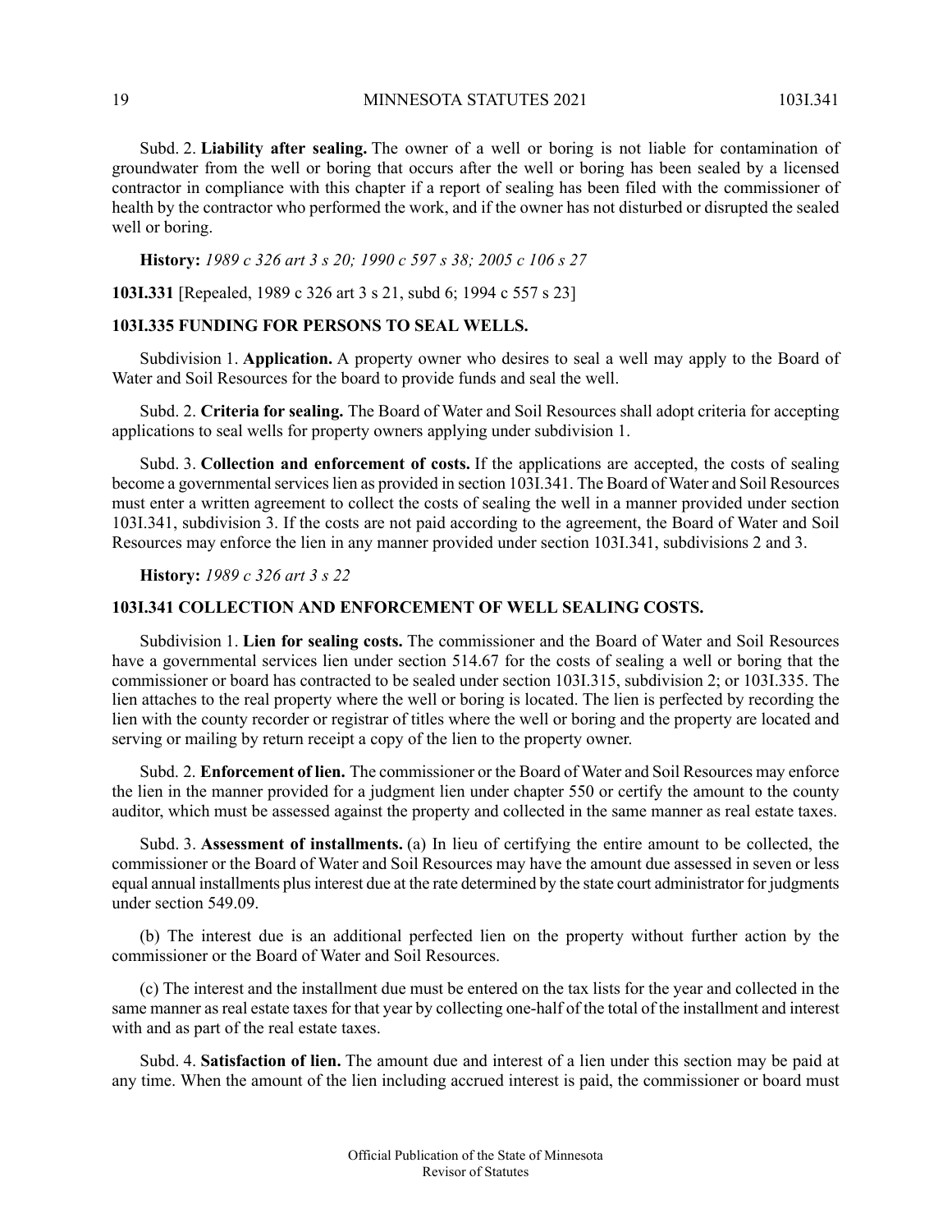Subd. 2. **Liability after sealing.** The owner of a well or boring is not liable for contamination of groundwater from the well or boring that occurs after the well or boring has been sealed by a licensed contractor in compliance with this chapter if a report of sealing has been filed with the commissioner of health by the contractor who performed the work, and if the owner has not disturbed or disrupted the sealed well or boring.

**History:** *1989 c 326 art 3 s 20; 1990 c 597 s 38; 2005 c 106 s 27*

**103I.331** [Repealed, 1989 c 326 art 3 s 21, subd 6; 1994 c 557 s 23]

### 103I.335 FUNDING FOR PERSONS TO SEAL WELLS.

Subdivision 1. **Application.** A property owner who desires to seal a well may apply to the Board of Water and Soil Resources for the board to provide funds and seal the well.

Subd. 2. **Criteria for sealing.** The Board of Water and Soil Resources shall adopt criteria for accepting applications to seal wells for property owners applying under subdivision 1.

Subd. 3. **Collection and enforcement of costs.** If the applications are accepted, the costs of sealing become a governmental services lien as provided in section 103I.341. The Board of Water and Soil Resources must enter a written agreement to collect the costs of sealing the well in a manner provided under section 103I.341, subdivision 3. If the costs are not paid according to the agreement, the Board of Water and Soil Resources may enforce the lien in any manner provided under section 103I.341, subdivisions 2 and 3.

**History:** *1989 c 326 art 3 s 22*

### 103I.341 COLLECTION AND ENFORCEMENT OF WELL SEALING COSTS.

Subdivision 1. **Lien for sealing costs.** The commissioner and the Board of Water and Soil Resources have a governmental services lien under section 514.67 for the costs of sealing a well or boring that the commissioner or board has contracted to be sealed under section 103I.315, subdivision 2; or 103I.335. The lien attaches to the real property where the well or boring is located. The lien is perfected by recording the lien with the county recorder or registrar of titles where the well or boring and the property are located and serving or mailing by return receipt a copy of the lien to the property owner.

Subd. 2. **Enforcement of lien.** The commissioner or the Board of Water and Soil Resources may enforce the lien in the manner provided for a judgment lien under chapter 550 or certify the amount to the county auditor, which must be assessed against the property and collected in the same manner as real estate taxes.

Subd. 3. **Assessment of installments.** (a) In lieu of certifying the entire amount to be collected, the commissioner or the Board of Water and Soil Resources may have the amount due assessed in seven or less equal annual installments plus interest due at the rate determined by the state court administrator for judgments under section 549.09.

(b) The interest due is an additional perfected lien on the property without further action by the commissioner or the Board of Water and Soil Resources.

(c) The interest and the installment due must be entered on the tax lists for the year and collected in the same manner as real estate taxes for that year by collecting one-half of the total of the installment and interest with and as part of the real estate taxes.

Subd. 4. **Satisfaction of lien.** The amount due and interest of a lien under this section may be paid at any time. When the amount of the lien including accrued interest is paid, the commissioner or board must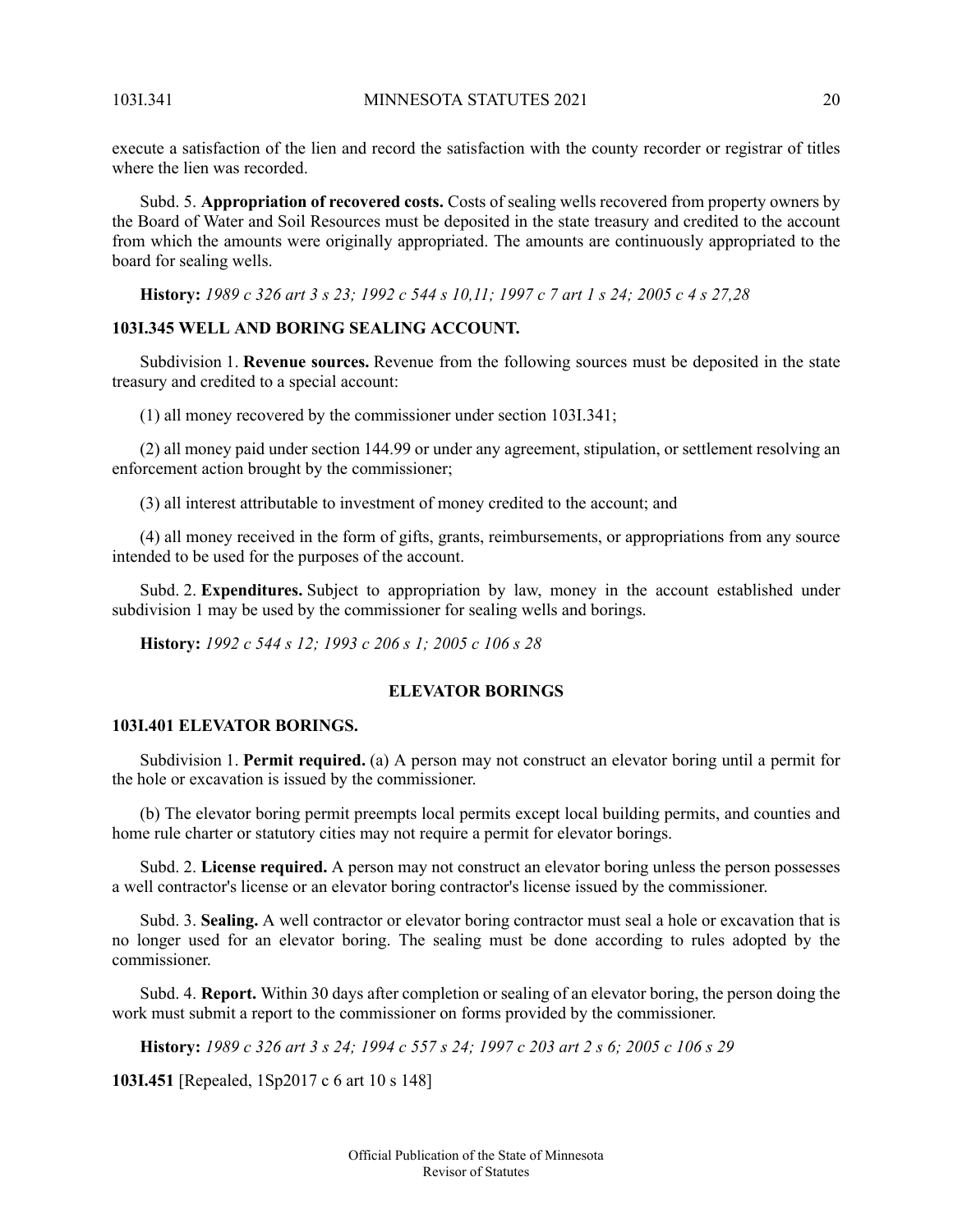execute a satisfaction of the lien and record the satisfaction with the county recorder or registrar of titles where the lien was recorded.

Subd. 5. **Appropriation of recovered costs.** Costs of sealing wells recovered from property owners by the Board of Water and Soil Resources must be deposited in the state treasury and credited to the account from which the amounts were originally appropriated. The amounts are continuously appropriated to the board for sealing wells.

**History:** *1989 c 326 art 3 s 23; 1992 c 544 s 10,11; 1997 c 7 art 1 s 24; 2005 c 4 s 27,28*

### 103I.345 WELL AND BORING SEALING ACCOUNT.

Subdivision 1. **Revenue sources.** Revenue from the following sources must be deposited in the state treasury and credited to a special account:

(1) all money recovered by the commissioner under section 103I.341;

(2) all money paid under section 144.99 or under any agreement, stipulation, or settlement resolving an enforcement action brought by the commissioner;

(3) all interest attributable to investment of money credited to the account; and

(4) all money received in the form of gifts, grants, reimbursements, or appropriations from any source intended to be used for the purposes of the account.

Subd. 2. **Expenditures.** Subject to appropriation by law, money in the account established under subdivision 1 may be used by the commissioner for sealing wells and borings.

**History:** *1992 c 544 s 12; 1993 c 206 s 1; 2005 c 106 s 28*

## ELEVATOR BORINGS

### 103I.401 ELEVATOR BORINGS.

Subdivision 1. **Permit required.** (a) A person may not construct an elevator boring until a permit for the hole or excavation is issued by the commissioner.

(b) The elevator boring permit preempts local permits except local building permits, and counties and home rule charter or statutory cities may not require a permit for elevator borings.

Subd. 2. **License required.** A person may not construct an elevator boring unless the person possesses a well contractor's license or an elevator boring contractor's license issued by the commissioner.

Subd. 3. **Sealing.** A well contractor or elevator boring contractor must seal a hole or excavation that is no longer used for an elevator boring. The sealing must be done according to rules adopted by the commissioner.

Subd. 4. **Report.** Within 30 days after completion or sealing of an elevator boring, the person doing the work must submit a report to the commissioner on forms provided by the commissioner.

**History:** *1989 c 326 art 3 s 24; 1994 c 557 s 24; 1997 c 203 art 2 s 6; 2005 c 106 s 29*

**103I.451** [Repealed, 1Sp2017 c 6 art 10 s 148]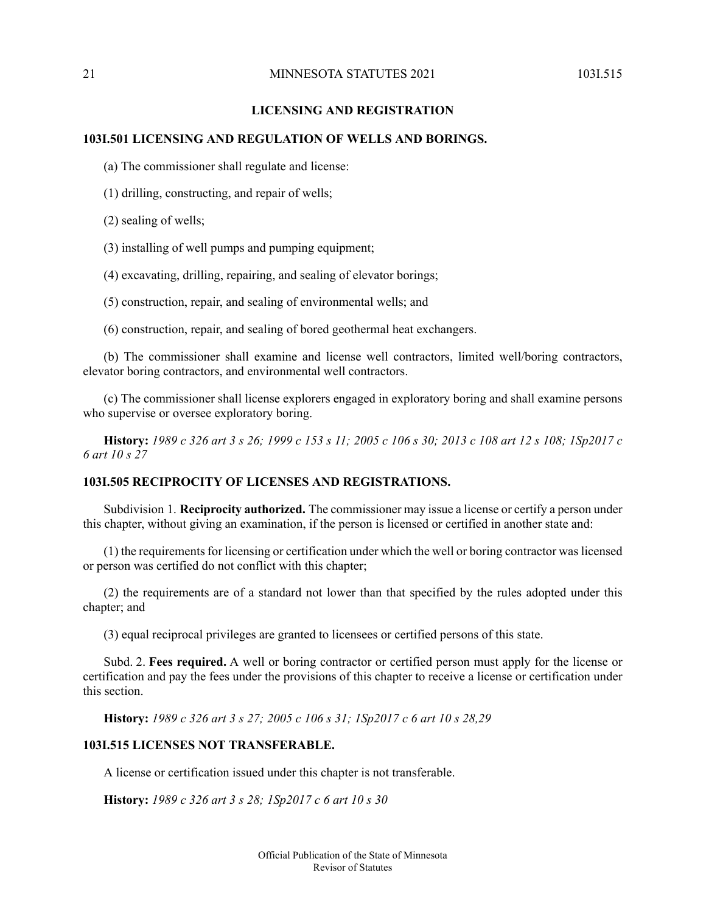## LICENSING AND REGISTRATION

### 103I.501 LICENSING AND REGULATION OF WELLS AND BORINGS.

(a) The commissioner shall regulate and license:

(1) drilling, constructing, and repair of wells;

(2) sealing of wells;

(3) installing of well pumps and pumping equipment;

(4) excavating, drilling, repairing, and sealing of elevator borings;

(5) construction, repair, and sealing of environmental wells; and

(6) construction, repair, and sealing of bored geothermal heat exchangers.

(b) The commissioner shall examine and license well contractors, limited well/boring contractors, elevator boring contractors, and environmental well contractors.

(c) The commissioner shall license explorers engaged in exploratory boring and shall examine persons who supervise or oversee exploratory boring.

**History:** *1989 c 326 art 3 s 26; 1999 c 153 s 11; 2005 c 106 s 30; 2013 c 108 art 12 s 108; 1Sp2017 c 6 art 10 s 27*

### 103I.505 RECIPROCITY OF LICENSES AND REGISTRATIONS.

Subdivision 1. **Reciprocity authorized.** The commissioner may issue a license or certify a person under this chapter, without giving an examination, if the person is licensed or certified in another state and:

(1) the requirements for licensing or certification under which the well or boring contractor was licensed or person was certified do not conflict with this chapter;

(2) the requirements are of a standard not lower than that specified by the rules adopted under this chapter; and

(3) equal reciprocal privileges are granted to licensees or certified persons of this state.

Subd. 2. **Fees required.** A well or boring contractor or certified person must apply for the license or certification and pay the fees under the provisions of this chapter to receive a license or certification under this section.

**History:** *1989 c 326 art 3 s 27; 2005 c 106 s 31; 1Sp2017 c 6 art 10 s 28,29*

### 103I.515 LICENSES NOT TRANSFERABLE.

A license or certification issued under this chapter is not transferable.

**History:** *1989 c 326 art 3 s 28; 1Sp2017 c 6 art 10 s 30*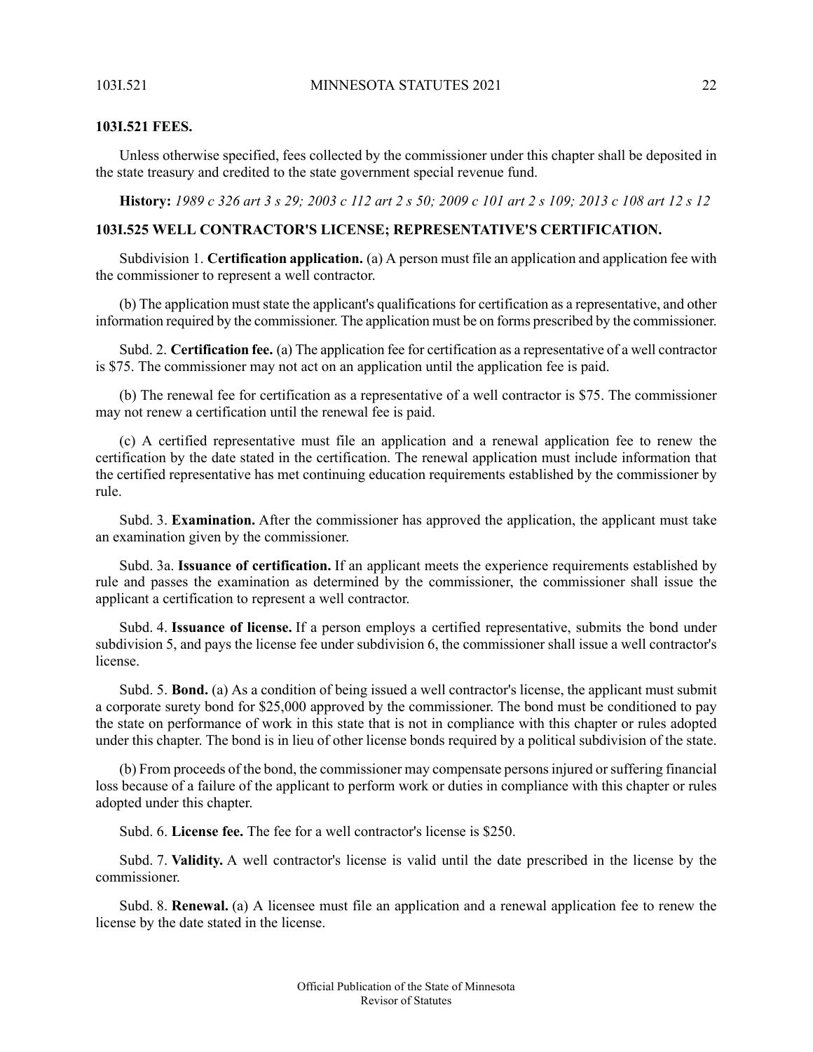**103I.521 FEES.**

Unless otherwise specified, fees collected by the commissioner under this chapter shall be deposited in the state treasury and credited to the state government special revenue fund.

**History:** *1989 c 326 art 3 s 29; 2003 c 112 art 2 s 50; 2009 c 101 art 2 s 109; 2013 c 108 art 12 s 12*

**103I.525 WELL CONTRACTOR'S LICENSE; REPRESENTATIVE'S CERTIFICATION.**

Subdivision 1. **Certification application.** (a) A person must file an application and application fee with the commissioner to represent a well contractor.

(b) The application must state the applicant's qualifications for certification as a representative, and other information required by the commissioner. The application must be on forms prescribed by the commissioner.

Subd. 2. **Certification fee.** (a) The application fee for certification as a representative of a well contractor is $75. The commissioner may not act on an application until the application fee is paid.

(b) The renewal fee for certification as a representative of a well contractor is $75. The commissioner may not renew a certification until the renewal fee is paid.

(c) A certified representative must file an application and a renewal application fee to renew the certification by the date stated in the certification. The renewal application must include information that the certified representative has met continuing education requirements established by the commissioner by rule.

Subd. 3. **Examination.** After the commissioner has approved the application, the applicant must take an examination given by the commissioner.

Subd. 3a. **Issuance of certification.** If an applicant meets the experience requirements established by rule and passes the examination as determined by the commissioner, the commissioner shall issue the applicant a certification to represent a well contractor.

Subd. 4. **Issuance of license.** If a person employs a certified representative, submits the bond under subdivision 5, and pays the license fee under subdivision 6, the commissioner shall issue a well contractor's license.

Subd. 5. **Bond.** (a) As a condition of being issued a well contractor's license, the applicant must submit a corporate surety bond for $25,000 approved by the commissioner. The bond must be conditioned to pay the state on performance of work in this state that is not in compliance with this chapter or rules adopted under this chapter. The bond is in lieu of other license bonds required by a political subdivision of the state.

(b) From proceeds of the bond, the commissioner may compensate persons injured or suffering financial loss because of a failure of the applicant to perform work or duties in compliance with this chapter or rules adopted under this chapter.

Subd. 6. **License fee.** The fee for a well contractor's license is $250.

Subd. 7. **Validity.** A well contractor's license is valid until the date prescribed in the license by the commissioner.

Subd. 8. **Renewal.** (a) A licensee must file an application and a renewal application fee to renew the license by the date stated in the license.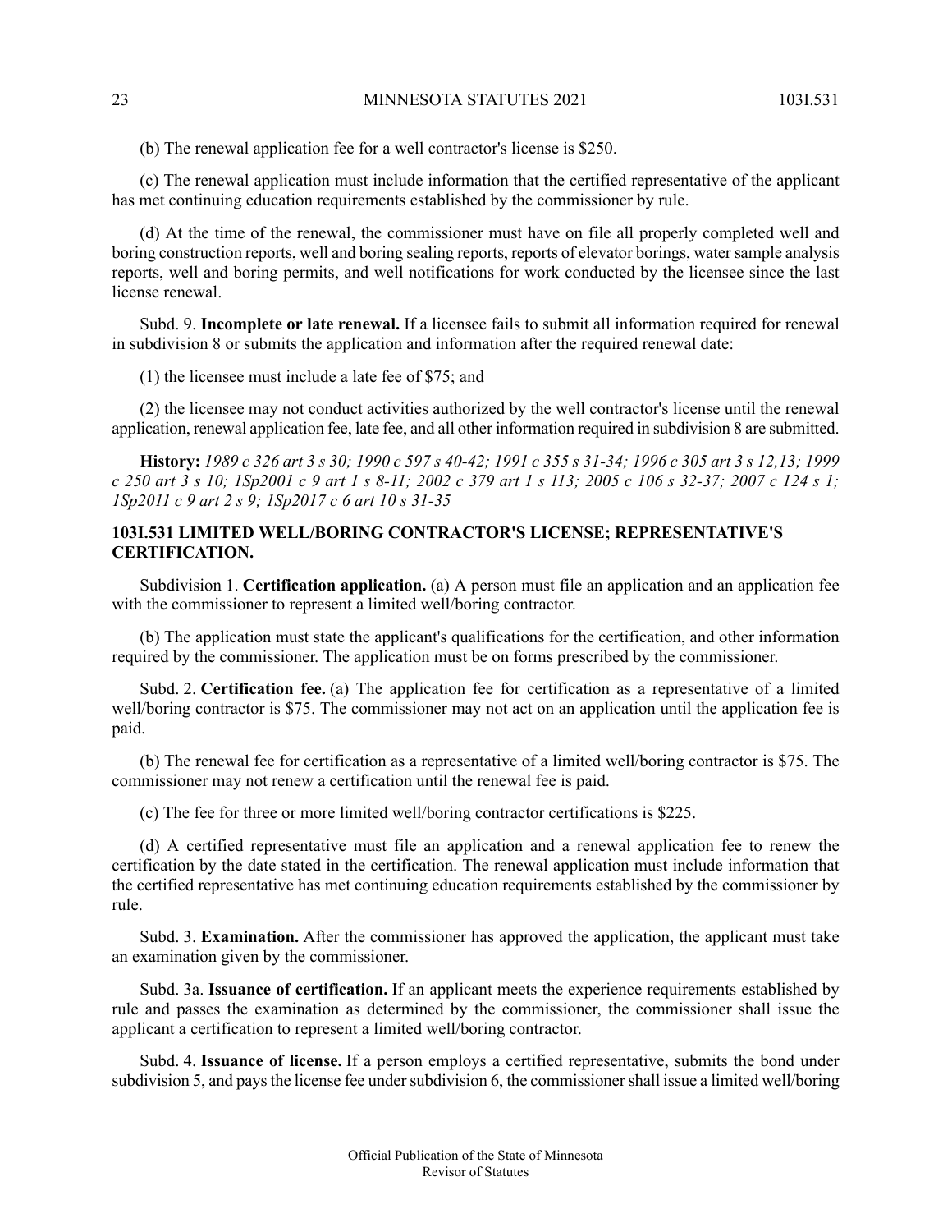(b) The renewal application fee for a well contractor's license is $250.

(c) The renewal application must include information that the certified representative of the applicant has met continuing education requirements established by the commissioner by rule.

(d) At the time of the renewal, the commissioner must have on file all properly completed well and boring construction reports, well and boring sealing reports, reports of elevator borings, water sample analysis reports, well and boring permits, and well notifications for work conducted by the licensee since the last license renewal.

Subd. 9. **Incomplete or late renewal.** If a licensee fails to submit all information required for renewal in subdivision 8 or submits the application and information after the required renewal date:

(1) the licensee must include a late fee of $75; and

(2) the licensee may not conduct activities authorized by the well contractor's license until the renewal application, renewal application fee, late fee, and all other information required in subdivision 8 are submitted.

**History:** *1989 c 326 art 3 s 30; 1990 c 597 s 40-42; 1991 c 355 s 31-34; 1996 c 305 art 3 s 12,13; 1999 c 250 art 3 s 10; 1Sp2001 c 9 art 1 s 8-11; 2002 c 379 art 1 s 113; 2005 c 106 s 32-37; 2007 c 124 s 1; 1Sp2011 c 9 art 2 s 9; 1Sp2017 c 6 art 10 s 31-35*

### 103I.531 LIMITED WELL/BORING CONTRACTOR'S LICENSE; REPRESENTATIVE'S CERTIFICATION.

Subdivision 1. **Certification application.** (a) A person must file an application and an application fee with the commissioner to represent a limited well/boring contractor.

(b) The application must state the applicant's qualifications for the certification, and other information required by the commissioner. The application must be on forms prescribed by the commissioner.

Subd. 2. **Certification fee.** (a) The application fee for certification as a representative of a limited well/boring contractor is $75. The commissioner may not act on an application until the application fee is paid.

(b) The renewal fee for certification as a representative of a limited well/boring contractor is $75. The commissioner may not renew a certification until the renewal fee is paid.

(c) The fee for three or more limited well/boring contractor certifications is $225.

(d) A certified representative must file an application and a renewal application fee to renew the certification by the date stated in the certification. The renewal application must include information that the certified representative has met continuing education requirements established by the commissioner by rule.

Subd. 3. **Examination.** After the commissioner has approved the application, the applicant must take an examination given by the commissioner.

Subd. 3a. **Issuance of certification.** If an applicant meets the experience requirements established by rule and passes the examination as determined by the commissioner, the commissioner shall issue the applicant a certification to represent a limited well/boring contractor.

Subd. 4. **Issuance of license.** If a person employs a certified representative, submits the bond under subdivision 5, and pays the license fee under subdivision 6, the commissioner shall issue a limited well/boring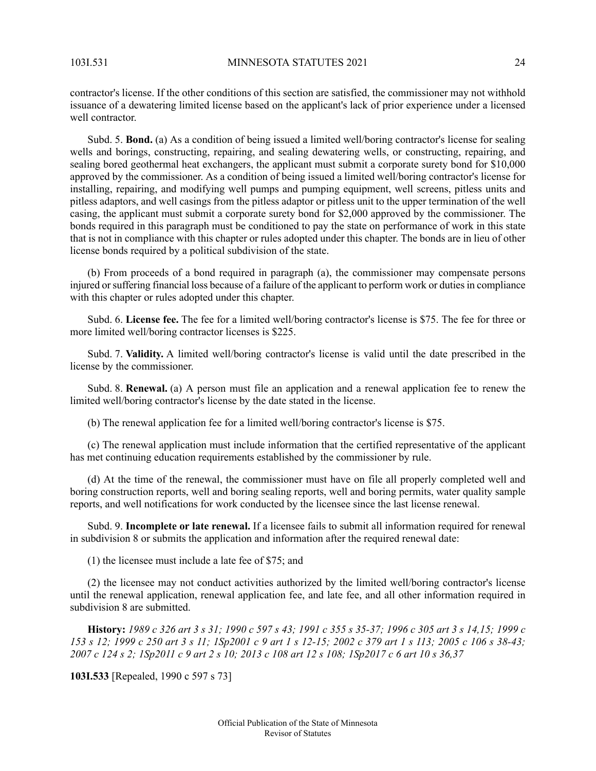contractor's license. If the other conditions of this section are satisfied, the commissioner may not withhold issuance of a dewatering limited license based on the applicant's lack of prior experience under a licensed well contractor.

Subd. 5. **Bond.** (a) As a condition of being issued a limited well/boring contractor's license for sealing wells and borings, constructing, repairing, and sealing dewatering wells, or constructing, repairing, and sealing bored geothermal heat exchangers, the applicant must submit a corporate surety bond for $10,000 approved by the commissioner. As a condition of being issued a limited well/boring contractor's license for installing, repairing, and modifying well pumps and pumping equipment, well screens, pitless units and pitless adaptors, and well casings from the pitless adaptor or pitless unit to the upper termination of the well casing, the applicant must submit a corporate surety bond for $2,000 approved by the commissioner. The bonds required in this paragraph must be conditioned to pay the state on performance of work in this state that is not in compliance with this chapter or rules adopted under this chapter. The bonds are in lieu of other license bonds required by a political subdivision of the state.

(b) From proceeds of a bond required in paragraph (a), the commissioner may compensate persons injured or suffering financial loss because of a failure of the applicant to perform work or duties in compliance with this chapter or rules adopted under this chapter.

Subd. 6. **License fee.** The fee for a limited well/boring contractor's license is $75. The fee for three or more limited well/boring contractor licenses is $225.

Subd. 7. **Validity.** A limited well/boring contractor's license is valid until the date prescribed in the license by the commissioner.

Subd. 8. **Renewal.** (a) A person must file an application and a renewal application fee to renew the limited well/boring contractor's license by the date stated in the license.

(b) The renewal application fee for a limited well/boring contractor's license is $75.

(c) The renewal application must include information that the certified representative of the applicant has met continuing education requirements established by the commissioner by rule.

(d) At the time of the renewal, the commissioner must have on file all properly completed well and boring construction reports, well and boring sealing reports, well and boring permits, water quality sample reports, and well notifications for work conducted by the licensee since the last license renewal.

Subd. 9. **Incomplete or late renewal.** If a licensee fails to submit all information required for renewal in subdivision 8 or submits the application and information after the required renewal date:

(1) the licensee must include a late fee of $75; and

(2) the licensee may not conduct activities authorized by the limited well/boring contractor's license until the renewal application, renewal application fee, and late fee, and all other information required in subdivision 8 are submitted.

**History:** *1989 c 326 art 3 s 31; 1990 c 597 s 43; 1991 c 355 s 35-37; 1996 c 305 art 3 s 14,15; 1999 c 153 s 12; 1999 c 250 art 3 s 11; 1Sp2001 c 9 art 1 s 12-15; 2002 c 379 art 1 s 113; 2005 c 106 s 38-43; 2007 c 124 s 2; 1Sp2011 c 9 art 2 s 10; 2013 c 108 art 12 s 108; 1Sp2017 c 6 art 10 s 36,37*

**103I.533** [Repealed, 1990 c 597 s 73]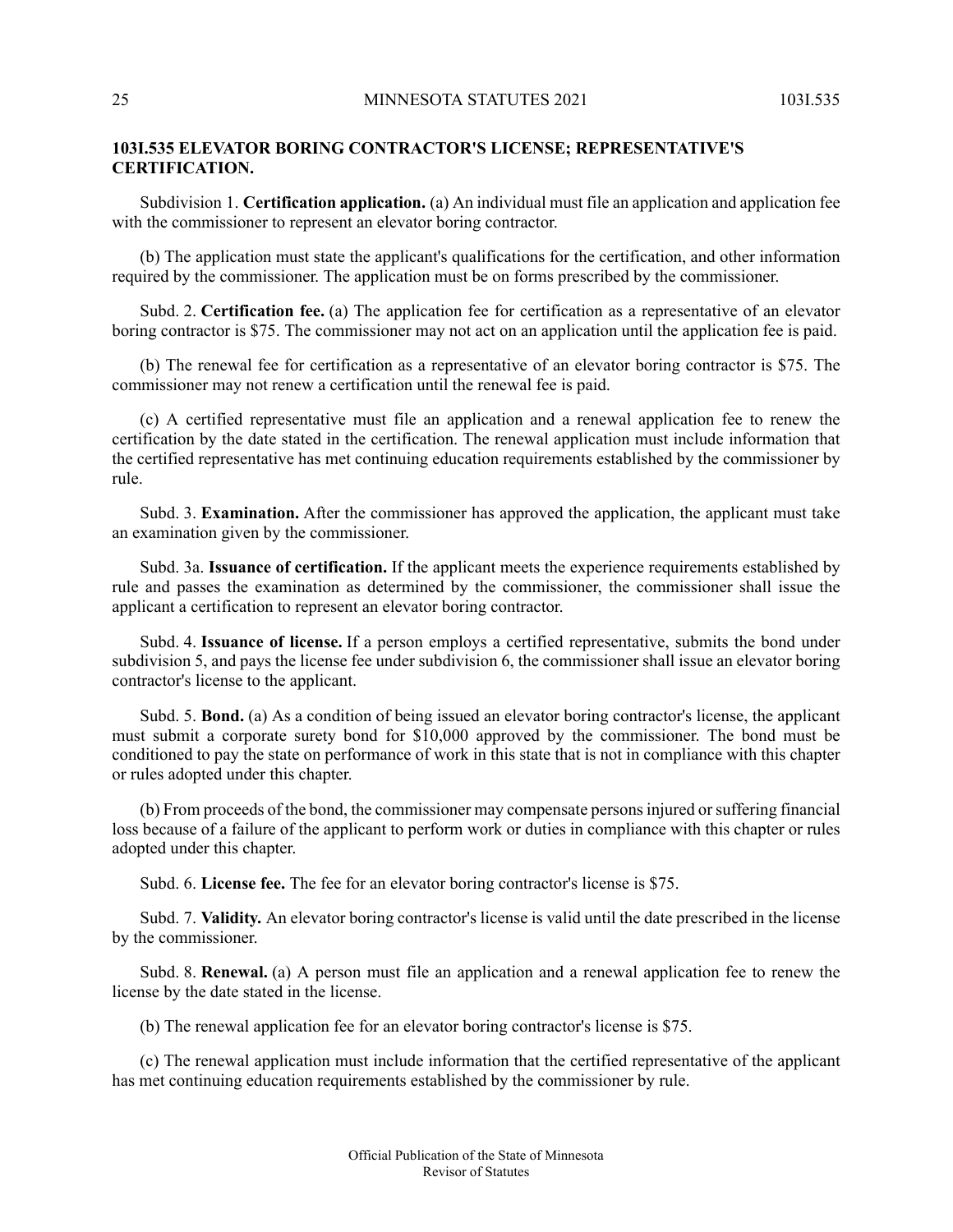**103I.535 ELEVATOR BORING CONTRACTOR'S LICENSE; REPRESENTATIVE'S CERTIFICATION.**

Subdivision 1. **Certification application.** (a) An individual must file an application and application fee with the commissioner to represent an elevator boring contractor.

(b) The application must state the applicant's qualifications for the certification, and other information required by the commissioner. The application must be on forms prescribed by the commissioner.

Subd. 2. **Certification fee.** (a) The application fee for certification as a representative of an elevator boring contractor is $75. The commissioner may not act on an application until the application fee is paid.

(b) The renewal fee for certification as a representative of an elevator boring contractor is $75. The commissioner may not renew a certification until the renewal fee is paid.

(c) A certified representative must file an application and a renewal application fee to renew the certification by the date stated in the certification. The renewal application must include information that the certified representative has met continuing education requirements established by the commissioner by rule.

Subd. 3. **Examination.** After the commissioner has approved the application, the applicant must take an examination given by the commissioner.

Subd. 3a. **Issuance of certification.** If the applicant meets the experience requirements established by rule and passes the examination as determined by the commissioner, the commissioner shall issue the applicant a certification to represent an elevator boring contractor.

Subd. 4. **Issuance of license.** If a person employs a certified representative, submits the bond under subdivision 5, and pays the license fee under subdivision 6, the commissioner shall issue an elevator boring contractor's license to the applicant.

Subd. 5. **Bond.** (a) As a condition of being issued an elevator boring contractor's license, the applicant must submit a corporate surety bond for $10,000 approved by the commissioner. The bond must be conditioned to pay the state on performance of work in this state that is not in compliance with this chapter or rules adopted under this chapter.

(b) From proceeds of the bond, the commissioner may compensate persons injured or suffering financial loss because of a failure of the applicant to perform work or duties in compliance with this chapter or rules adopted under this chapter.

Subd. 6. **License fee.** The fee for an elevator boring contractor's license is $75.

Subd. 7. **Validity.** An elevator boring contractor's license is valid until the date prescribed in the license by the commissioner.

Subd. 8. **Renewal.** (a) A person must file an application and a renewal application fee to renew the license by the date stated in the license.

(b) The renewal application fee for an elevator boring contractor's license is $75.

(c) The renewal application must include information that the certified representative of the applicant has met continuing education requirements established by the commissioner by rule.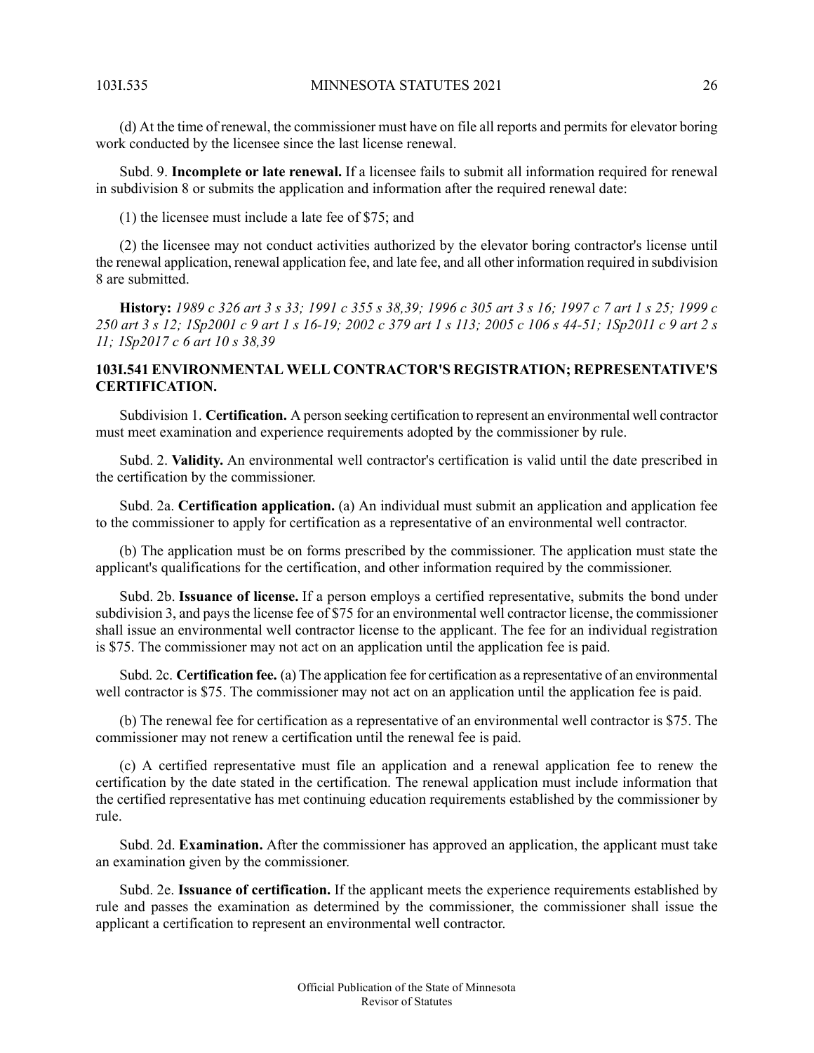(d) At the time of renewal, the commissioner must have on file all reports and permits for elevator boring work conducted by the licensee since the last license renewal.

Subd. 9. **Incomplete or late renewal.** If a licensee fails to submit all information required for renewal in subdivision 8 or submits the application and information after the required renewal date:

(1) the licensee must include a late fee of $75; and

(2) the licensee may not conduct activities authorized by the elevator boring contractor's license until the renewal application, renewal application fee, and late fee, and all other information required in subdivision 8 are submitted.

**History:** *1989 c 326 art 3 s 33; 1991 c 355 s 38,39; 1996 c 305 art 3 s 16; 1997 c 7 art 1 s 25; 1999 c 250 art 3 s 12; 1Sp2001 c 9 art 1 s 16-19; 2002 c 379 art 1 s 113; 2005 c 106 s 44-51; 1Sp2011 c 9 art 2 s 11; 1Sp2017 c 6 art 10 s 38,39*

### 103I.541 ENVIRONMENTAL WELL CONTRACTOR'S REGISTRATION; REPRESENTATIVE'S CERTIFICATION.

Subdivision 1. **Certification.** A person seeking certification to represent an environmental well contractor must meet examination and experience requirements adopted by the commissioner by rule.

Subd. 2. **Validity.** An environmental well contractor's certification is valid until the date prescribed in the certification by the commissioner.

Subd. 2a. **Certification application.** (a) An individual must submit an application and application fee to the commissioner to apply for certification as a representative of an environmental well contractor.

(b) The application must be on forms prescribed by the commissioner. The application must state the applicant's qualifications for the certification, and other information required by the commissioner.

Subd. 2b. **Issuance of license.** If a person employs a certified representative, submits the bond under subdivision 3, and pays the license fee of $75 for an environmental well contractor license, the commissioner shall issue an environmental well contractor license to the applicant. The fee for an individual registration is $75. The commissioner may not act on an application until the application fee is paid.

Subd. 2c. **Certification fee.** (a) The application fee for certification as a representative of an environmental well contractor is $75. The commissioner may not act on an application until the application fee is paid.

(b) The renewal fee for certification as a representative of an environmental well contractor is $75. The commissioner may not renew a certification until the renewal fee is paid.

(c) A certified representative must file an application and a renewal application fee to renew the certification by the date stated in the certification. The renewal application must include information that the certified representative has met continuing education requirements established by the commissioner by rule.

Subd. 2d. **Examination.** After the commissioner has approved an application, the applicant must take an examination given by the commissioner.

Subd. 2e. **Issuance of certification.** If the applicant meets the experience requirements established by rule and passes the examination as determined by the commissioner, the commissioner shall issue the applicant a certification to represent an environmental well contractor.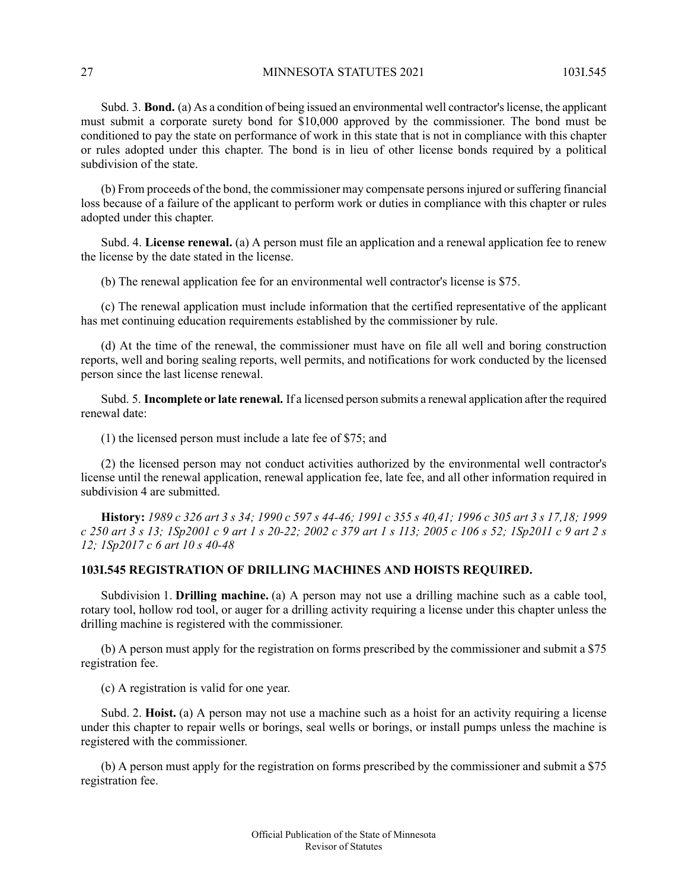Subd. 3. **Bond.** (a) As a condition of being issued an environmental well contractor's license, the applicant must submit a corporate surety bond for $10,000 approved by the commissioner. The bond must be conditioned to pay the state on performance of work in this state that is not in compliance with this chapter or rules adopted under this chapter. The bond is in lieu of other license bonds required by a political subdivision of the state.

(b) From proceeds of the bond, the commissioner may compensate persons injured or suffering financial loss because of a failure of the applicant to perform work or duties in compliance with this chapter or rules adopted under this chapter.

Subd. 4. **License renewal.** (a) A person must file an application and a renewal application fee to renew the license by the date stated in the license.

(b) The renewal application fee for an environmental well contractor's license is $75.

(c) The renewal application must include information that the certified representative of the applicant has met continuing education requirements established by the commissioner by rule.

(d) At the time of the renewal, the commissioner must have on file all well and boring construction reports, well and boring sealing reports, well permits, and notifications for work conducted by the licensed person since the last license renewal.

Subd. 5. **Incomplete or late renewal.** If a licensed person submits a renewal application after the required renewal date:

(1) the licensed person must include a late fee of $75; and

(2) the licensed person may not conduct activities authorized by the environmental well contractor's license until the renewal application, renewal application fee, late fee, and all other information required in subdivision 4 are submitted.

**History:** *1989 c 326 art 3 s 34; 1990 c 597 s 44-46; 1991 c 355 s 40,41; 1996 c 305 art 3 s 17,18; 1999 c 250 art 3 s 13; 1Sp2001 c 9 art 1 s 20-22; 2002 c 379 art 1 s 113; 2005 c 106 s 52; 1Sp2011 c 9 art 2 s 12; 1Sp2017 c 6 art 10 s 40-48*

### 103I.545 REGISTRATION OF DRILLING MACHINES AND HOISTS REQUIRED.

Subdivision 1. **Drilling machine.** (a) A person may not use a drilling machine such as a cable tool, rotary tool, hollow rod tool, or auger for a drilling activity requiring a license under this chapter unless the drilling machine is registered with the commissioner.

(b) A person must apply for the registration on forms prescribed by the commissioner and submit a $75 registration fee.

(c) A registration is valid for one year.

Subd. 2. **Hoist.** (a) A person may not use a machine such as a hoist for an activity requiring a license under this chapter to repair wells or borings, seal wells or borings, or install pumps unless the machine is registered with the commissioner.

(b) A person must apply for the registration on forms prescribed by the commissioner and submit a $75 registration fee.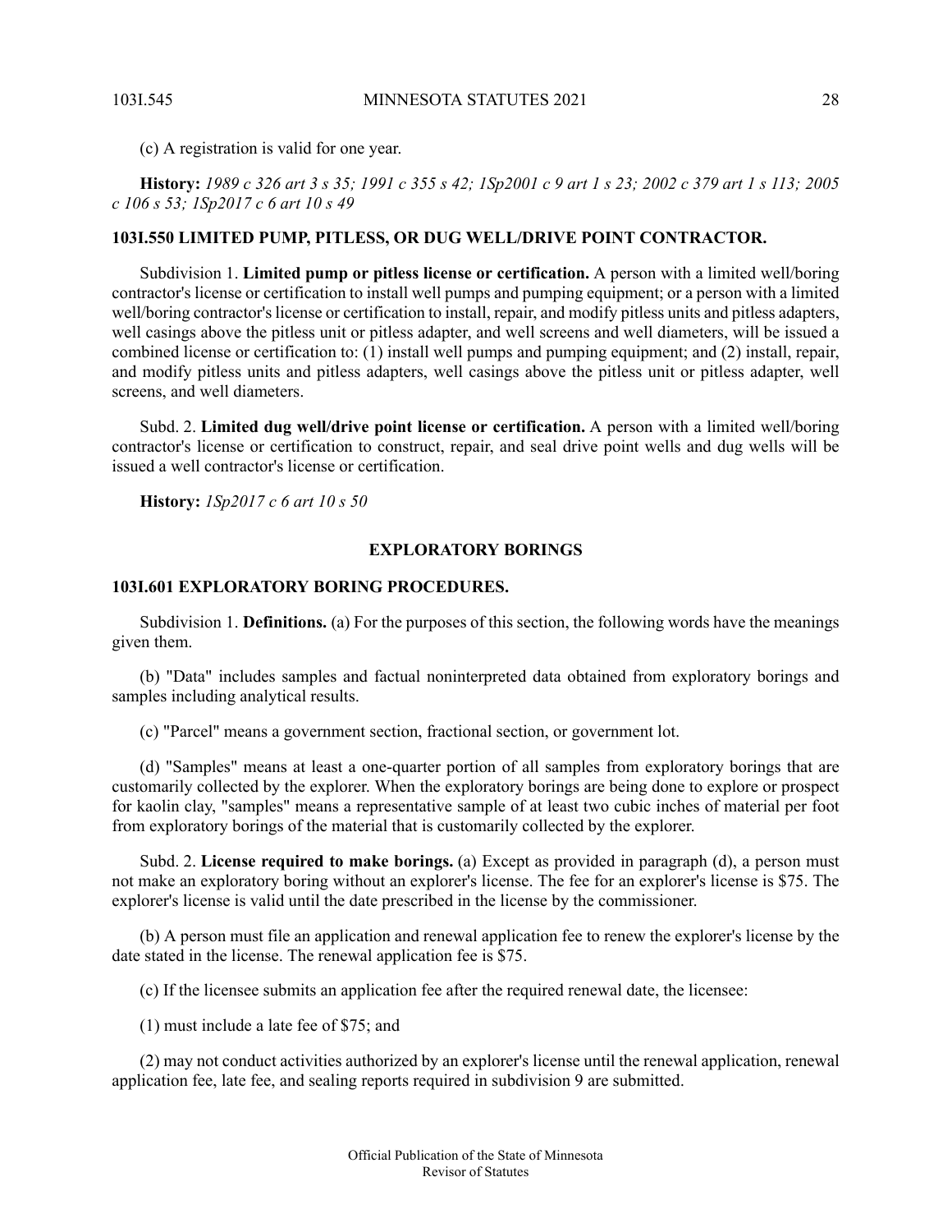(c) A registration is valid for one year.

**History:** *1989 c 326 art 3 s 35; 1991 c 355 s 42; 1Sp2001 c 9 art 1 s 23; 2002 c 379 art 1 s 113; 2005 c 106 s 53; 1Sp2017 c 6 art 10 s 49*

### 103I.550 LIMITED PUMP, PITLESS, OR DUG WELL/DRIVE POINT CONTRACTOR.

Subdivision 1. **Limited pump or pitless license or certification.** A person with a limited well/boring contractor's license or certification to install well pumps and pumping equipment; or a person with a limited well/boring contractor's license or certification to install, repair, and modify pitless units and pitless adapters, well casings above the pitless unit or pitless adapter, and well screens and well diameters, will be issued a combined license or certification to: (1) install well pumps and pumping equipment; and (2) install, repair, and modify pitless units and pitless adapters, well casings above the pitless unit or pitless adapter, well screens, and well diameters.

Subd. 2. **Limited dug well/drive point license or certification.** A person with a limited well/boring contractor's license or certification to construct, repair, and seal drive point wells and dug wells will be issued a well contractor's license or certification.

**History:** *1Sp2017 c 6 art 10 s 50*

## EXPLORATORY BORINGS

### 103I.601 EXPLORATORY BORING PROCEDURES.

Subdivision 1. **Definitions.** (a) For the purposes of this section, the following words have the meanings given them.

(b) "Data" includes samples and factual noninterpreted data obtained from exploratory borings and samples including analytical results.

(c) "Parcel" means a government section, fractional section, or government lot.

(d) "Samples" means at least a one-quarter portion of all samples from exploratory borings that are customarily collected by the explorer. When the exploratory borings are being done to explore or prospect for kaolin clay, "samples" means a representative sample of at least two cubic inches of material per foot from exploratory borings of the material that is customarily collected by the explorer.

Subd. 2. **License required to make borings.** (a) Except as provided in paragraph (d), a person must not make an exploratory boring without an explorer's license. The fee for an explorer's license is $75. The explorer's license is valid until the date prescribed in the license by the commissioner.

(b) A person must file an application and renewal application fee to renew the explorer's license by the date stated in the license. The renewal application fee is $75.

(c) If the licensee submits an application fee after the required renewal date, the licensee:

(1) must include a late fee of $75; and

(2) may not conduct activities authorized by an explorer's license until the renewal application, renewal application fee, late fee, and sealing reports required in subdivision 9 are submitted.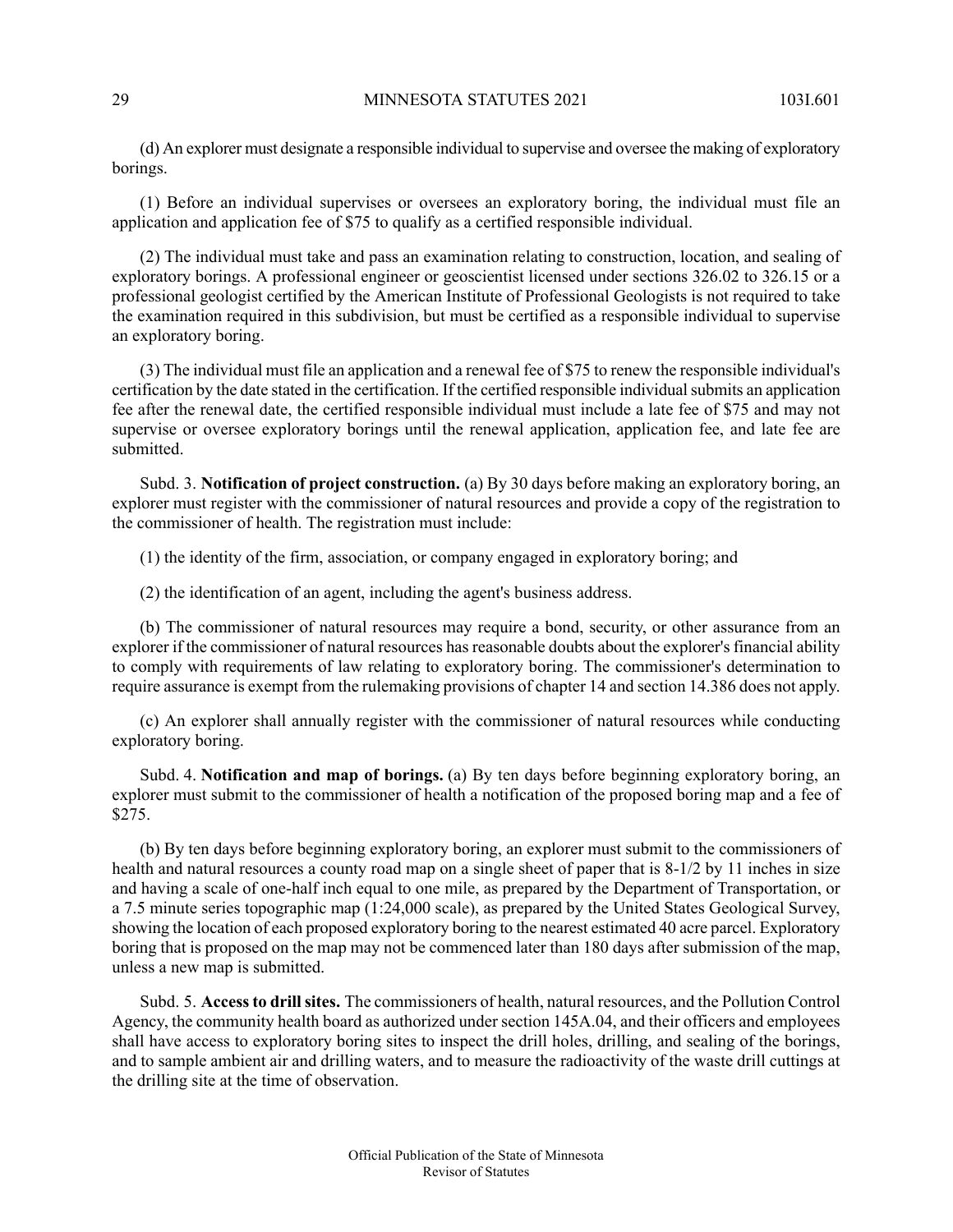(d) An explorer must designate a responsible individual to supervise and oversee the making of exploratory borings.

(1) Before an individual supervises or oversees an exploratory boring, the individual must file an application and application fee of $75 to qualify as a certified responsible individual.

(2) The individual must take and pass an examination relating to construction, location, and sealing of exploratory borings. A professional engineer or geoscientist licensed under sections 326.02 to 326.15 or a professional geologist certified by the American Institute of Professional Geologists is not required to take the examination required in this subdivision, but must be certified as a responsible individual to supervise an exploratory boring.

(3) The individual must file an application and a renewal fee of $75 to renew the responsible individual's certification by the date stated in the certification. If the certified responsible individual submits an application fee after the renewal date, the certified responsible individual must include a late fee of $75 and may not supervise or oversee exploratory borings until the renewal application, application fee, and late fee are submitted.

Subd. 3. **Notification of project construction.** (a) By 30 days before making an exploratory boring, an explorer must register with the commissioner of natural resources and provide a copy of the registration to the commissioner of health. The registration must include:

(1) the identity of the firm, association, or company engaged in exploratory boring; and

(2) the identification of an agent, including the agent's business address.

(b) The commissioner of natural resources may require a bond, security, or other assurance from an explorer if the commissioner of natural resources has reasonable doubts about the explorer's financial ability to comply with requirements of law relating to exploratory boring. The commissioner's determination to require assurance is exempt from the rulemaking provisions of chapter 14 and section 14.386 does not apply.

(c) An explorer shall annually register with the commissioner of natural resources while conducting exploratory boring.

Subd. 4. **Notification and map of borings.** (a) By ten days before beginning exploratory boring, an explorer must submit to the commissioner of health a notification of the proposed boring map and a fee of $275.

(b) By ten days before beginning exploratory boring, an explorer must submit to the commissioners of health and natural resources a county road map on a single sheet of paper that is 8-1/2 by 11 inches in size and having a scale of one-half inch equal to one mile, as prepared by the Department of Transportation, or a 7.5 minute series topographic map (1:24,000 scale), as prepared by the United States Geological Survey, showing the location of each proposed exploratory boring to the nearest estimated 40 acre parcel. Exploratory boring that is proposed on the map may not be commenced later than 180 days after submission of the map, unless a new map is submitted.

Subd. 5. **Access to drill sites.** The commissioners of health, natural resources, and the Pollution Control Agency, the community health board as authorized under section 145A.04, and their officers and employees shall have access to exploratory boring sites to inspect the drill holes, drilling, and sealing of the borings, and to sample ambient air and drilling waters, and to measure the radioactivity of the waste drill cuttings at the drilling site at the time of observation.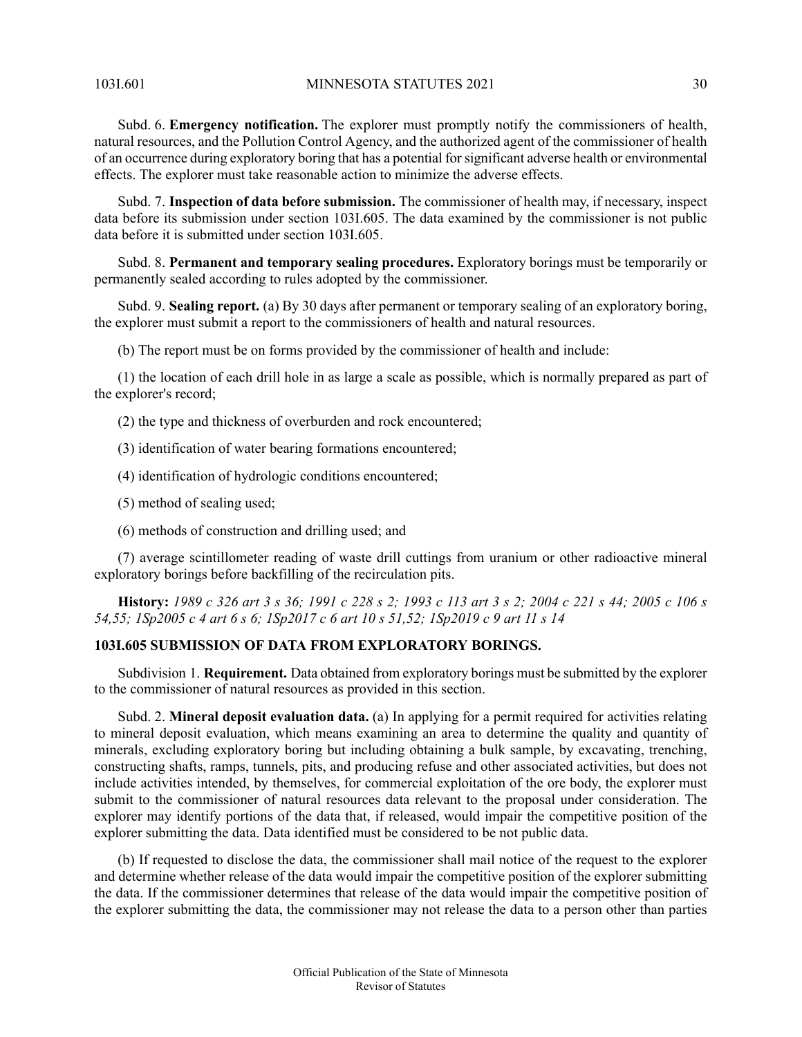Subd. 6. **Emergency notification.** The explorer must promptly notify the commissioners of health, natural resources, and the Pollution Control Agency, and the authorized agent of the commissioner of health of an occurrence during exploratory boring that has a potential for significant adverse health or environmental effects. The explorer must take reasonable action to minimize the adverse effects.

Subd. 7. **Inspection of data before submission.** The commissioner of health may, if necessary, inspect data before its submission under section 103I.605. The data examined by the commissioner is not public data before it is submitted under section 103I.605.

Subd. 8. **Permanent and temporary sealing procedures.** Exploratory borings must be temporarily or permanently sealed according to rules adopted by the commissioner.

Subd. 9. **Sealing report.** (a) By 30 days after permanent or temporary sealing of an exploratory boring, the explorer must submit a report to the commissioners of health and natural resources.

(b) The report must be on forms provided by the commissioner of health and include:

(1) the location of each drill hole in as large a scale as possible, which is normally prepared as part of the explorer's record;

(2) the type and thickness of overburden and rock encountered;

(3) identification of water bearing formations encountered;

(4) identification of hydrologic conditions encountered;

(5) method of sealing used;

(6) methods of construction and drilling used; and

(7) average scintillometer reading of waste drill cuttings from uranium or other radioactive mineral exploratory borings before backfilling of the recirculation pits.

**History:** *1989 c 326 art 3 s 36; 1991 c 228 s 2; 1993 c 113 art 3 s 2; 2004 c 221 s 44; 2005 c 106 s 54,55; 1Sp2005 c 4 art 6 s 6; 1Sp2017 c 6 art 10 s 51,52; 1Sp2019 c 9 art 11 s 14*

### 103I.605 SUBMISSION OF DATA FROM EXPLORATORY BORINGS.

Subdivision 1. **Requirement.** Data obtained from exploratory borings must be submitted by the explorer to the commissioner of natural resources as provided in this section.

Subd. 2. **Mineral deposit evaluation data.** (a) In applying for a permit required for activities relating to mineral deposit evaluation, which means examining an area to determine the quality and quantity of minerals, excluding exploratory boring but including obtaining a bulk sample, by excavating, trenching, constructing shafts, ramps, tunnels, pits, and producing refuse and other associated activities, but does not include activities intended, by themselves, for commercial exploitation of the ore body, the explorer must submit to the commissioner of natural resources data relevant to the proposal under consideration. The explorer may identify portions of the data that, if released, would impair the competitive position of the explorer submitting the data. Data identified must be considered to be not public data.

(b) If requested to disclose the data, the commissioner shall mail notice of the request to the explorer and determine whether release of the data would impair the competitive position of the explorer submitting the data. If the commissioner determines that release of the data would impair the competitive position of the explorer submitting the data, the commissioner may not release the data to a person other than parties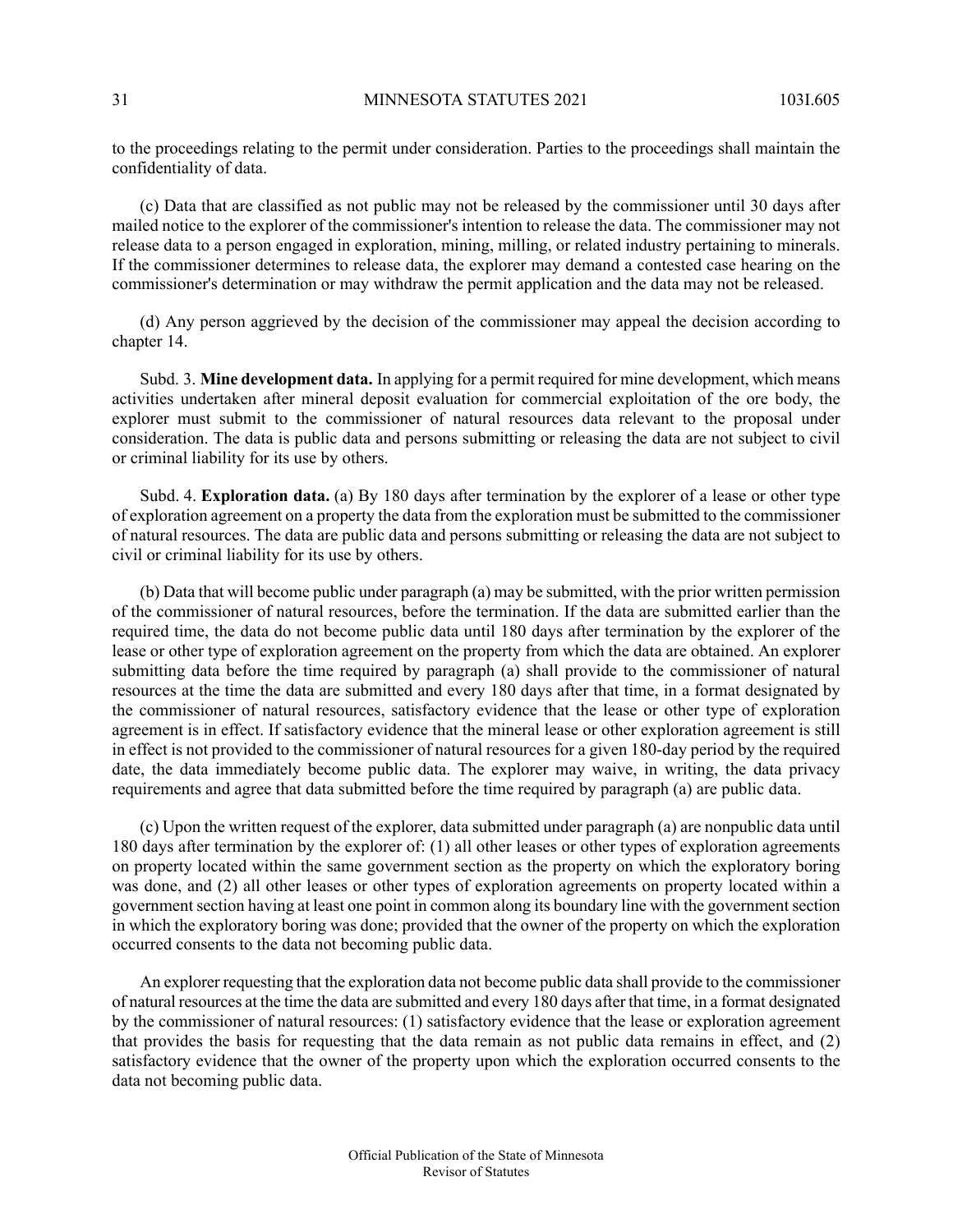to the proceedings relating to the permit under consideration. Parties to the proceedings shall maintain the confidentiality of data.

(c) Data that are classified as not public may not be released by the commissioner until 30 days after mailed notice to the explorer of the commissioner's intention to release the data. The commissioner may not release data to a person engaged in exploration, mining, milling, or related industry pertaining to minerals. If the commissioner determines to release data, the explorer may demand a contested case hearing on the commissioner's determination or may withdraw the permit application and the data may not be released.

(d) Any person aggrieved by the decision of the commissioner may appeal the decision according to chapter 14.

Subd. 3. **Mine development data.** In applying for a permit required for mine development, which means activities undertaken after mineral deposit evaluation for commercial exploitation of the ore body, the explorer must submit to the commissioner of natural resources data relevant to the proposal under consideration. The data is public data and persons submitting or releasing the data are not subject to civil or criminal liability for its use by others.

Subd. 4. **Exploration data.** (a) By 180 days after termination by the explorer of a lease or other type of exploration agreement on a property the data from the exploration must be submitted to the commissioner of natural resources. The data are public data and persons submitting or releasing the data are not subject to civil or criminal liability for its use by others.

(b) Data that will become public under paragraph (a) may be submitted, with the prior written permission of the commissioner of natural resources, before the termination. If the data are submitted earlier than the required time, the data do not become public data until 180 days after termination by the explorer of the lease or other type of exploration agreement on the property from which the data are obtained. An explorer submitting data before the time required by paragraph (a) shall provide to the commissioner of natural resources at the time the data are submitted and every 180 days after that time, in a format designated by the commissioner of natural resources, satisfactory evidence that the lease or other type of exploration agreement is in effect. If satisfactory evidence that the mineral lease or other exploration agreement is still in effect is not provided to the commissioner of natural resources for a given 180-day period by the required date, the data immediately become public data. The explorer may waive, in writing, the data privacy requirements and agree that data submitted before the time required by paragraph (a) are public data.

(c) Upon the written request of the explorer, data submitted under paragraph (a) are nonpublic data until 180 days after termination by the explorer of: (1) all other leases or other types of exploration agreements on property located within the same government section as the property on which the exploratory boring was done, and (2) all other leases or other types of exploration agreements on property located within a government section having at least one point in common along its boundary line with the government section in which the exploratory boring was done; provided that the owner of the property on which the exploration occurred consents to the data not becoming public data.

An explorer requesting that the exploration data not become public data shall provide to the commissioner of natural resources at the time the data are submitted and every 180 days after that time, in a format designated by the commissioner of natural resources: (1) satisfactory evidence that the lease or exploration agreement that provides the basis for requesting that the data remain as not public data remains in effect, and (2) satisfactory evidence that the owner of the property upon which the exploration occurred consents to the data not becoming public data.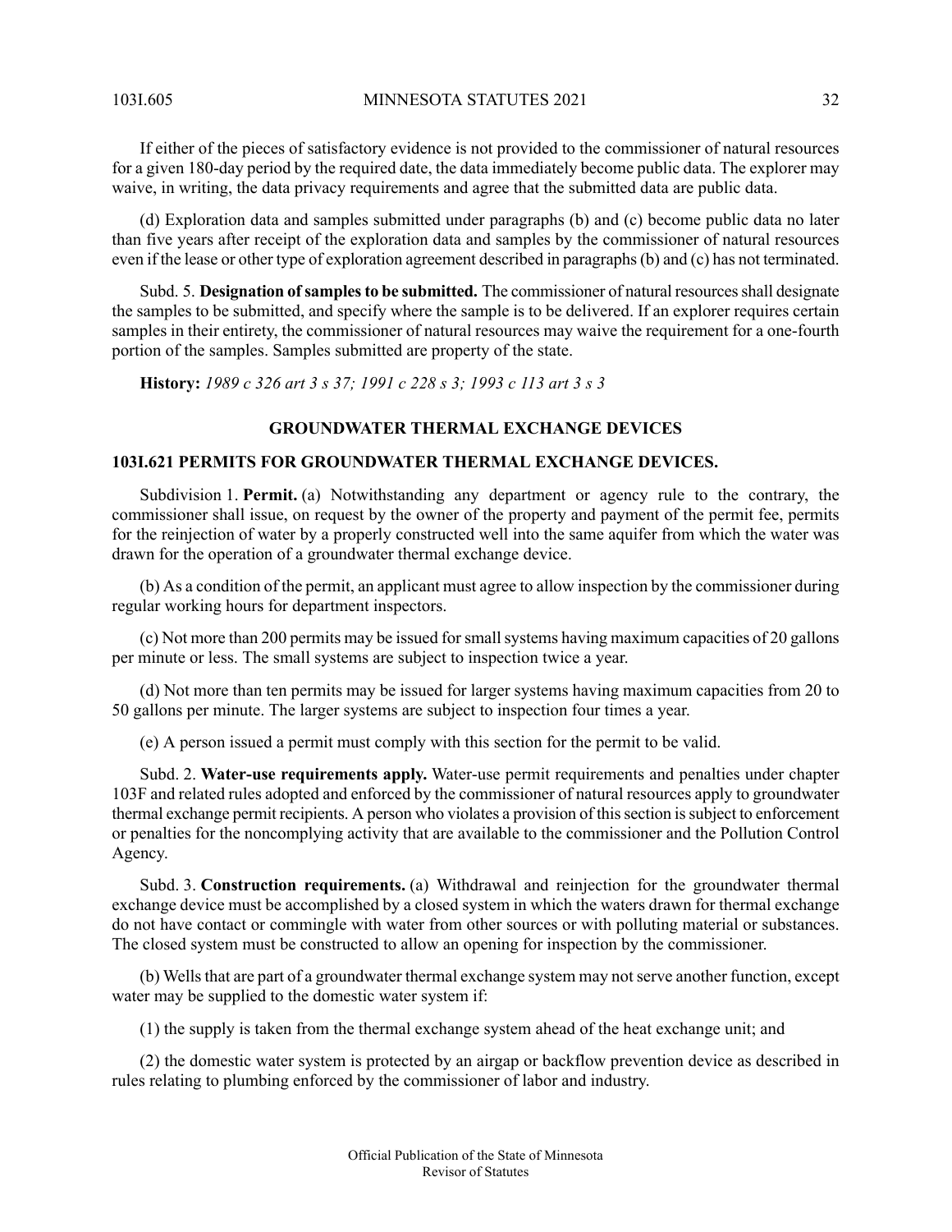If either of the pieces of satisfactory evidence is not provided to the commissioner of natural resources for a given 180-day period by the required date, the data immediately become public data. The explorer may waive, in writing, the data privacy requirements and agree that the submitted data are public data.

(d) Exploration data and samples submitted under paragraphs (b) and (c) become public data no later than five years after receipt of the exploration data and samples by the commissioner of natural resources even if the lease or other type of exploration agreement described in paragraphs (b) and (c) has not terminated.

Subd. 5. **Designation of samples to be submitted.** The commissioner of natural resources shall designate the samples to be submitted, and specify where the sample is to be delivered. If an explorer requires certain samples in their entirety, the commissioner of natural resources may waive the requirement for a one-fourth portion of the samples. Samples submitted are property of the state.

**History:** *1989 c 326 art 3 s 37; 1991 c 228 s 3; 1993 c 113 art 3 s 3*

## GROUNDWATER THERMAL EXCHANGE DEVICES

### 103I.621 PERMITS FOR GROUNDWATER THERMAL EXCHANGE DEVICES.

Subdivision 1. **Permit.** (a) Notwithstanding any department or agency rule to the contrary, the commissioner shall issue, on request by the owner of the property and payment of the permit fee, permits for the reinjection of water by a properly constructed well into the same aquifer from which the water was drawn for the operation of a groundwater thermal exchange device.

(b) As a condition of the permit, an applicant must agree to allow inspection by the commissioner during regular working hours for department inspectors.

(c) Not more than 200 permits may be issued for small systems having maximum capacities of 20 gallons per minute or less. The small systems are subject to inspection twice a year.

(d) Not more than ten permits may be issued for larger systems having maximum capacities from 20 to 50 gallons per minute. The larger systems are subject to inspection four times a year.

(e) A person issued a permit must comply with this section for the permit to be valid.

Subd. 2. **Water-use requirements apply.** Water-use permit requirements and penalties under chapter 103F and related rules adopted and enforced by the commissioner of natural resources apply to groundwater thermal exchange permit recipients. A person who violates a provision of this section is subject to enforcement or penalties for the noncomplying activity that are available to the commissioner and the Pollution Control Agency.

Subd. 3. **Construction requirements.** (a) Withdrawal and reinjection for the groundwater thermal exchange device must be accomplished by a closed system in which the waters drawn for thermal exchange do not have contact or commingle with water from other sources or with polluting material or substances. The closed system must be constructed to allow an opening for inspection by the commissioner.

(b) Wells that are part of a groundwater thermal exchange system may not serve another function, except water may be supplied to the domestic water system if:

(1) the supply is taken from the thermal exchange system ahead of the heat exchange unit; and

(2) the domestic water system is protected by an airgap or backflow prevention device as described in rules relating to plumbing enforced by the commissioner of labor and industry.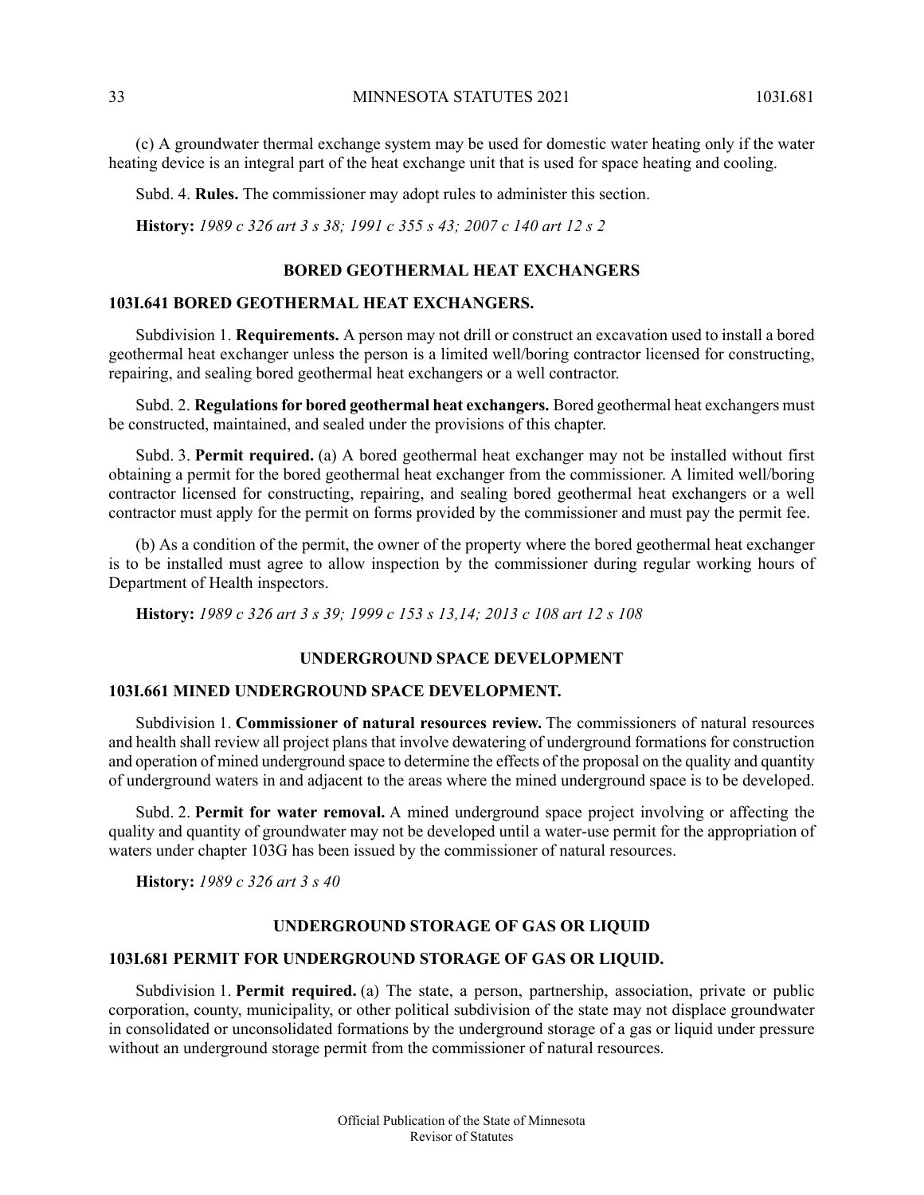(c) A groundwater thermal exchange system may be used for domestic water heating only if the water heating device is an integral part of the heat exchange unit that is used for space heating and cooling.

Subd. 4. **Rules.** The commissioner may adopt rules to administer this section.

**History:** *1989 c 326 art 3 s 38; 1991 c 355 s 43; 2007 c 140 art 12 s 2*

## BORED GEOTHERMAL HEAT EXCHANGERS

### 103I.641 BORED GEOTHERMAL HEAT EXCHANGERS.

Subdivision 1. **Requirements.** A person may not drill or construct an excavation used to install a bored geothermal heat exchanger unless the person is a limited well/boring contractor licensed for constructing, repairing, and sealing bored geothermal heat exchangers or a well contractor.

Subd. 2. **Regulations for bored geothermal heat exchangers.** Bored geothermal heat exchangers must be constructed, maintained, and sealed under the provisions of this chapter.

Subd. 3. **Permit required.** (a) A bored geothermal heat exchanger may not be installed without first obtaining a permit for the bored geothermal heat exchanger from the commissioner. A limited well/boring contractor licensed for constructing, repairing, and sealing bored geothermal heat exchangers or a well contractor must apply for the permit on forms provided by the commissioner and must pay the permit fee.

(b) As a condition of the permit, the owner of the property where the bored geothermal heat exchanger is to be installed must agree to allow inspection by the commissioner during regular working hours of Department of Health inspectors.

**History:** *1989 c 326 art 3 s 39; 1999 c 153 s 13,14; 2013 c 108 art 12 s 108*

## UNDERGROUND SPACE DEVELOPMENT

### 103I.661 MINED UNDERGROUND SPACE DEVELOPMENT.

Subdivision 1. **Commissioner of natural resources review.** The commissioners of natural resources and health shall review all project plans that involve dewatering of underground formations for construction and operation of mined underground space to determine the effects of the proposal on the quality and quantity of underground waters in and adjacent to the areas where the mined underground space is to be developed.

Subd. 2. **Permit for water removal.** A mined underground space project involving or affecting the quality and quantity of groundwater may not be developed until a water-use permit for the appropriation of waters under chapter 103G has been issued by the commissioner of natural resources.

**History:** *1989 c 326 art 3 s 40*

## UNDERGROUND STORAGE OF GAS OR LIQUID

### 103I.681 PERMIT FOR UNDERGROUND STORAGE OF GAS OR LIQUID.

Subdivision 1. **Permit required.** (a) The state, a person, partnership, association, private or public corporation, county, municipality, or other political subdivision of the state may not displace groundwater in consolidated or unconsolidated formations by the underground storage of a gas or liquid under pressure without an underground storage permit from the commissioner of natural resources.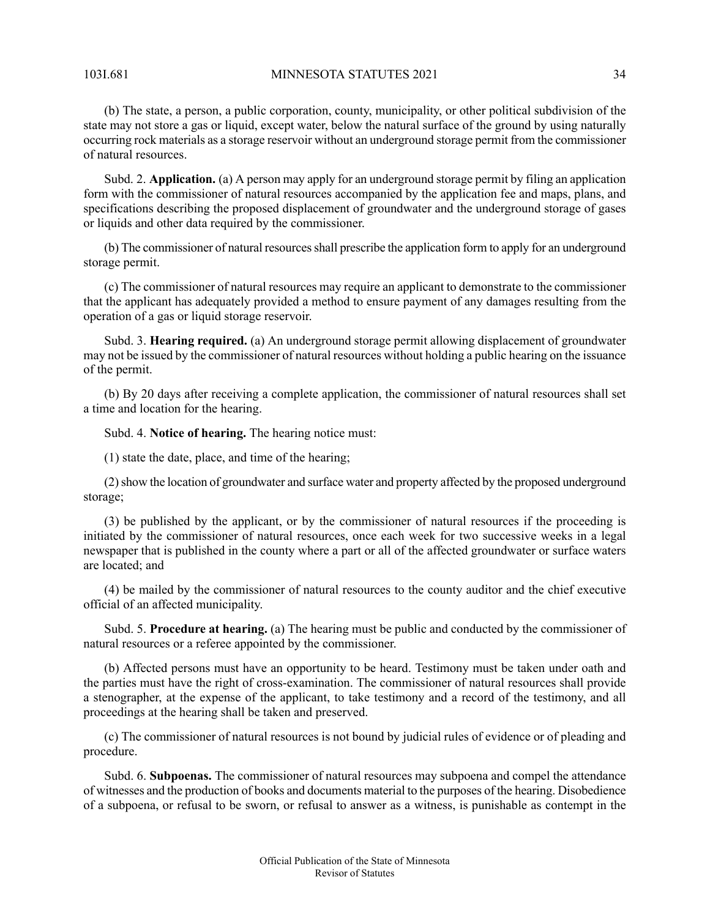(b) The state, a person, a public corporation, county, municipality, or other political subdivision of the state may not store a gas or liquid, except water, below the natural surface of the ground by using naturally occurring rock materials as a storage reservoir without an underground storage permit from the commissioner of natural resources.

Subd. 2. **Application.** (a) A person may apply for an underground storage permit by filing an application form with the commissioner of natural resources accompanied by the application fee and maps, plans, and specifications describing the proposed displacement of groundwater and the underground storage of gases or liquids and other data required by the commissioner.

(b) The commissioner of natural resources shall prescribe the application form to apply for an underground storage permit.

(c) The commissioner of natural resources may require an applicant to demonstrate to the commissioner that the applicant has adequately provided a method to ensure payment of any damages resulting from the operation of a gas or liquid storage reservoir.

Subd. 3. **Hearing required.** (a) An underground storage permit allowing displacement of groundwater may not be issued by the commissioner of natural resources without holding a public hearing on the issuance of the permit.

(b) By 20 days after receiving a complete application, the commissioner of natural resources shall set a time and location for the hearing.

Subd. 4. **Notice of hearing.** The hearing notice must:

(1) state the date, place, and time of the hearing;

(2) show the location of groundwater and surface water and property affected by the proposed underground storage;

(3) be published by the applicant, or by the commissioner of natural resources if the proceeding is initiated by the commissioner of natural resources, once each week for two successive weeks in a legal newspaper that is published in the county where a part or all of the affected groundwater or surface waters are located; and

(4) be mailed by the commissioner of natural resources to the county auditor and the chief executive official of an affected municipality.

Subd. 5. **Procedure at hearing.** (a) The hearing must be public and conducted by the commissioner of natural resources or a referee appointed by the commissioner.

(b) Affected persons must have an opportunity to be heard. Testimony must be taken under oath and the parties must have the right of cross-examination. The commissioner of natural resources shall provide a stenographer, at the expense of the applicant, to take testimony and a record of the testimony, and all proceedings at the hearing shall be taken and preserved.

(c) The commissioner of natural resources is not bound by judicial rules of evidence or of pleading and procedure.

Subd. 6. **Subpoenas.** The commissioner of natural resources may subpoena and compel the attendance of witnesses and the production of books and documents material to the purposes of the hearing. Disobedience of a subpoena, or refusal to be sworn, or refusal to answer as a witness, is punishable as contempt in the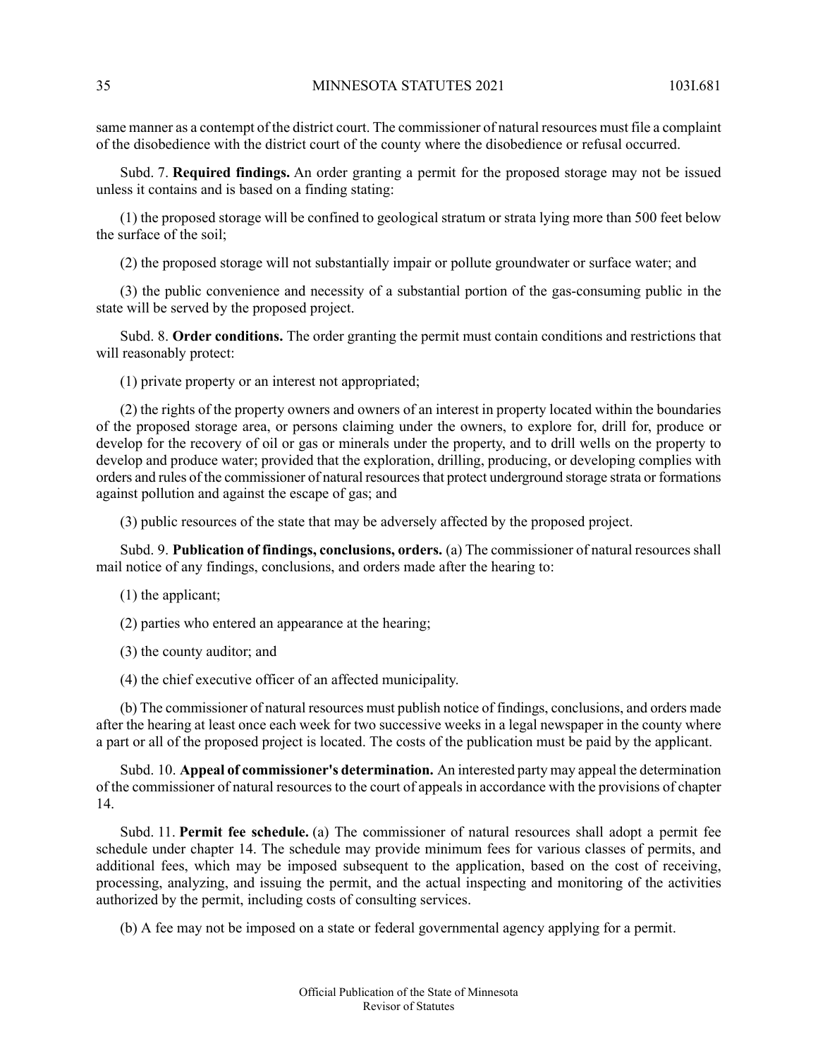same manner as a contempt of the district court. The commissioner of natural resources must file a complaint of the disobedience with the district court of the county where the disobedience or refusal occurred.

Subd. 7. **Required findings.** An order granting a permit for the proposed storage may not be issued unless it contains and is based on a finding stating:

(1) the proposed storage will be confined to geological stratum or strata lying more than 500 feet below the surface of the soil;

(2) the proposed storage will not substantially impair or pollute groundwater or surface water; and

(3) the public convenience and necessity of a substantial portion of the gas-consuming public in the state will be served by the proposed project.

Subd. 8. **Order conditions.** The order granting the permit must contain conditions and restrictions that will reasonably protect:

(1) private property or an interest not appropriated;

(2) the rights of the property owners and owners of an interest in property located within the boundaries of the proposed storage area, or persons claiming under the owners, to explore for, drill for, produce or develop for the recovery of oil or gas or minerals under the property, and to drill wells on the property to develop and produce water; provided that the exploration, drilling, producing, or developing complies with orders and rules of the commissioner of natural resources that protect underground storage strata or formations against pollution and against the escape of gas; and

(3) public resources of the state that may be adversely affected by the proposed project.

Subd. 9. **Publication of findings, conclusions, orders.** (a) The commissioner of natural resources shall mail notice of any findings, conclusions, and orders made after the hearing to:

(1) the applicant;

(2) parties who entered an appearance at the hearing;

(3) the county auditor; and

(4) the chief executive officer of an affected municipality.

(b) The commissioner of natural resources must publish notice of findings, conclusions, and orders made after the hearing at least once each week for two successive weeks in a legal newspaper in the county where a part or all of the proposed project is located. The costs of the publication must be paid by the applicant.

Subd. 10. **Appeal of commissioner's determination.** An interested party may appeal the determination of the commissioner of natural resources to the court of appeals in accordance with the provisions of chapter 14.

Subd. 11. **Permit fee schedule.** (a) The commissioner of natural resources shall adopt a permit fee schedule under chapter 14. The schedule may provide minimum fees for various classes of permits, and additional fees, which may be imposed subsequent to the application, based on the cost of receiving, processing, analyzing, and issuing the permit, and the actual inspecting and monitoring of the activities authorized by the permit, including costs of consulting services.

(b) A fee may not be imposed on a state or federal governmental agency applying for a permit.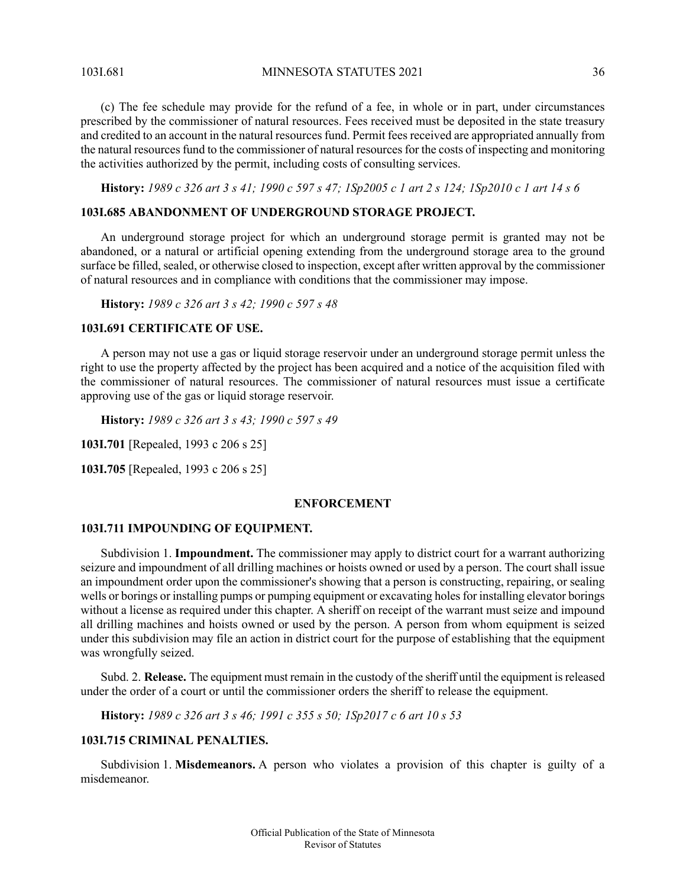(c) The fee schedule may provide for the refund of a fee, in whole or in part, under circumstances prescribed by the commissioner of natural resources. Fees received must be deposited in the state treasury and credited to an account in the natural resources fund. Permit fees received are appropriated annually from the natural resources fund to the commissioner of natural resources for the costs of inspecting and monitoring the activities authorized by the permit, including costs of consulting services.

**History:** *1989 c 326 art 3 s 41; 1990 c 597 s 47; 1Sp2005 c 1 art 2 s 124; 1Sp2010 c 1 art 14 s 6*

### 103I.685 ABANDONMENT OF UNDERGROUND STORAGE PROJECT.

An underground storage project for which an underground storage permit is granted may not be abandoned, or a natural or artificial opening extending from the underground storage area to the ground surface be filled, sealed, or otherwise closed to inspection, except after written approval by the commissioner of natural resources and in compliance with conditions that the commissioner may impose.

**History:** *1989 c 326 art 3 s 42; 1990 c 597 s 48*

### 103I.691 CERTIFICATE OF USE.

A person may not use a gas or liquid storage reservoir under an underground storage permit unless the right to use the property affected by the project has been acquired and a notice of the acquisition filed with the commissioner of natural resources. The commissioner of natural resources must issue a certificate approving use of the gas or liquid storage reservoir.

**History:** *1989 c 326 art 3 s 43; 1990 c 597 s 49*

**103I.701** [Repealed, 1993 c 206 s 25]

**103I.705** [Repealed, 1993 c 206 s 25]

## ENFORCEMENT

### 103I.711 IMPOUNDING OF EQUIPMENT.

Subdivision 1. **Impoundment.** The commissioner may apply to district court for a warrant authorizing seizure and impoundment of all drilling machines or hoists owned or used by a person. The court shall issue an impoundment order upon the commissioner's showing that a person is constructing, repairing, or sealing wells or borings or installing pumps or pumping equipment or excavating holes for installing elevator borings without a license as required under this chapter. A sheriff on receipt of the warrant must seize and impound all drilling machines and hoists owned or used by the person. A person from whom equipment is seized under this subdivision may file an action in district court for the purpose of establishing that the equipment was wrongfully seized.

Subd. 2. **Release.** The equipment must remain in the custody of the sheriff until the equipment is released under the order of a court or until the commissioner orders the sheriff to release the equipment.

**History:** *1989 c 326 art 3 s 46; 1991 c 355 s 50; 1Sp2017 c 6 art 10 s 53*

### 103I.715 CRIMINAL PENALTIES.

Subdivision 1. **Misdemeanors.** A person who violates a provision of this chapter is guilty of a misdemeanor.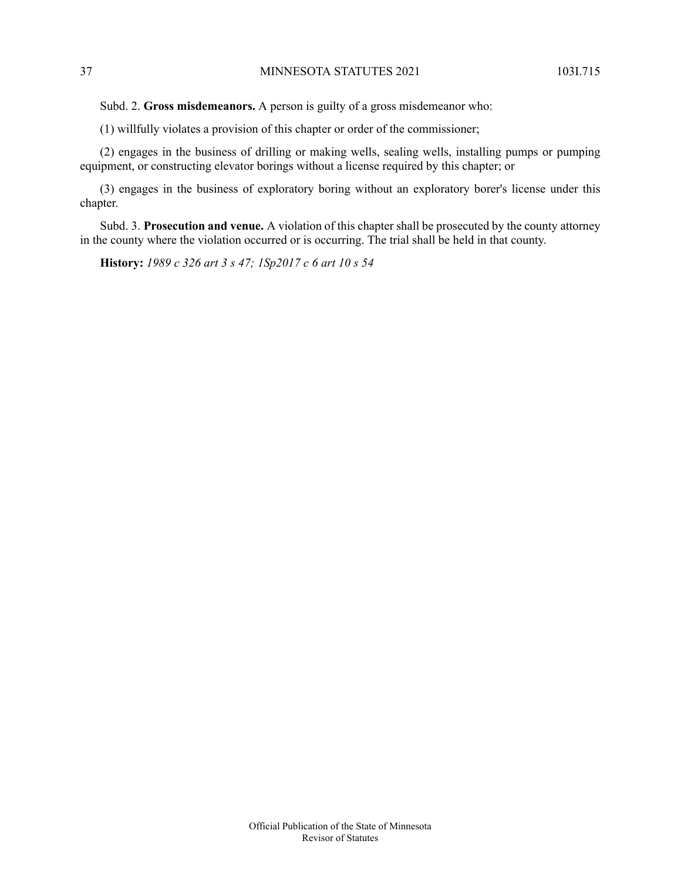Subd. 2. **Gross misdemeanors.** A person is guilty of a gross misdemeanor who:

(1) willfully violates a provision of this chapter or order of the commissioner;

(2) engages in the business of drilling or making wells, sealing wells, installing pumps or pumping equipment, or constructing elevator borings without a license required by this chapter; or

(3) engages in the business of exploratory boring without an exploratory borer's license under this chapter.

Subd. 3. **Prosecution and venue.** A violation of this chapter shall be prosecuted by the county attorney in the county where the violation occurred or is occurring. The trial shall be held in that county.

**History:** *1989 c 326 art 3 s 47; 1Sp2017 c 6 art 10 s 54*

Official Publication of the State of Minnesota
Revisor of Statutes